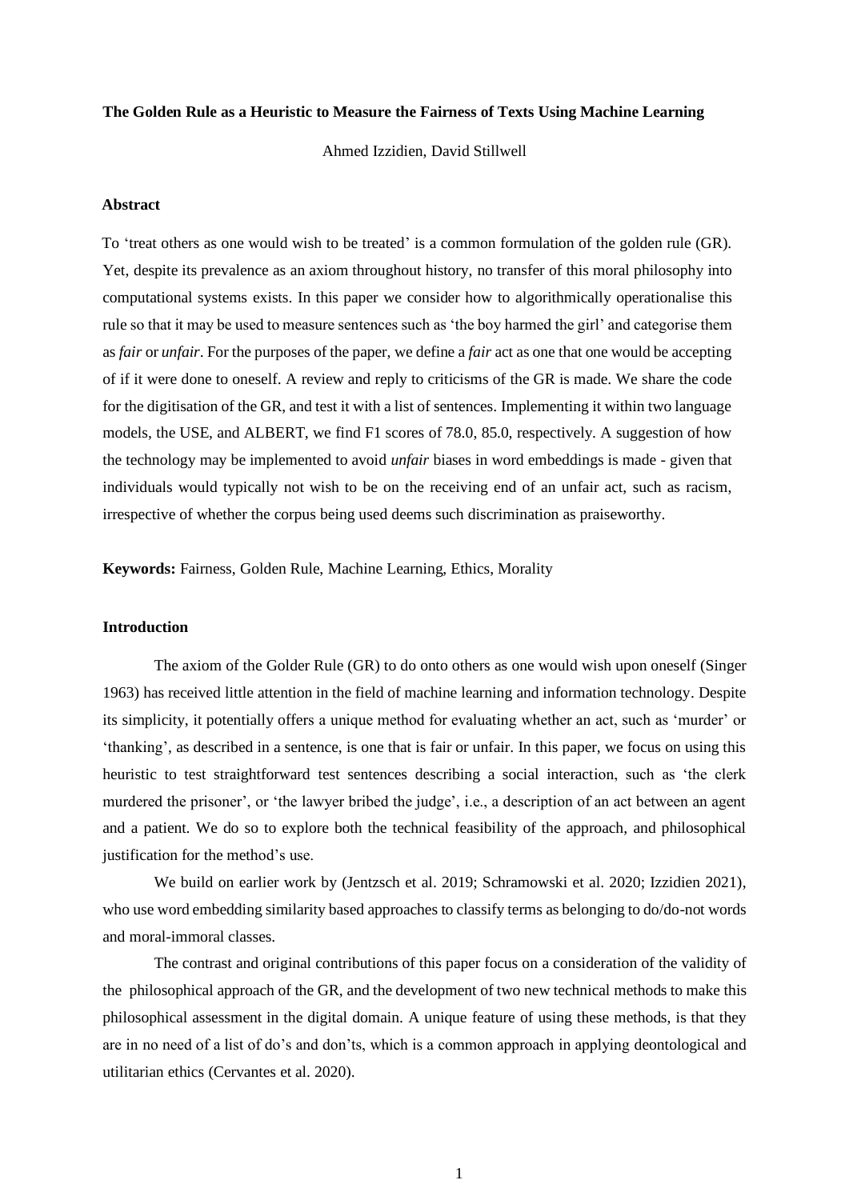# The Golden Rule as a Heuristic to Measure the Fairness of Texts Using Machine Learning

Ahmed Izzidien, David Stillwell

## Abstract

To 'treat others as one would wish to be treated' is a common formulation of the golden rule (GR). Yet, despite its prevalence as an axiom throughout history, no transfer of this moral philosophy into computational systems exists. In this paper we consider how to algorithmically operationalise this rule so that it may be used to measure sentences such as 'the boy harmed the girl' and categorise them as *fair* or *unfair*. For the purposes of the paper, we define a *fair* act as one that one would be accepting of if it were done to oneself. A review and reply to criticisms of the GR is made. We share the code for the digitisation of the GR, and test it with a list of sentences. Implementing it within two language models, the USE, and ALBERT, we find F1 scores of 78.0, 85.0, respectively. A suggestion of how the technology may be implemented to avoid *unfair* biases in word embeddings is made - given that individuals would typically not wish to be on the receiving end of an unfair act, such as racism, irrespective of whether the corpus being used deems such discrimination as praiseworthy.

**Keywords:** Fairness, Golden Rule, Machine Learning, Ethics, Morality

## Introduction

The axiom of the Golder Rule (GR) to do onto others as one would wish upon oneself (Singer 1963) has received little attention in the field of machine learning and information technology. Despite its simplicity, it potentially offers a unique method for evaluating whether an act, such as 'murder' or 'thanking', as described in a sentence, is one that is fair or unfair. In this paper, we focus on using this heuristic to test straightforward test sentences describing a social interaction, such as 'the clerk murdered the prisoner', or 'the lawyer bribed the judge', i.e., a description of an act between an agent and a patient. We do so to explore both the technical feasibility of the approach, and philosophical justification for the method's use.

We build on earlier work by (Jentzsch et al. 2019; Schramowski et al. 2020; Izzidien 2021), who use word embedding similarity based approaches to classify terms as belonging to do/do-not words and moral-immoral classes.

The contrast and original contributions of this paper focus on a consideration of the validity of the philosophical approach of the GR, and the development of two new technical methods to make this philosophical assessment in the digital domain. A unique feature of using these methods, is that they are in no need of a list of do's and don'ts, which is a common approach in applying deontological and utilitarian ethics (Cervantes et al. 2020).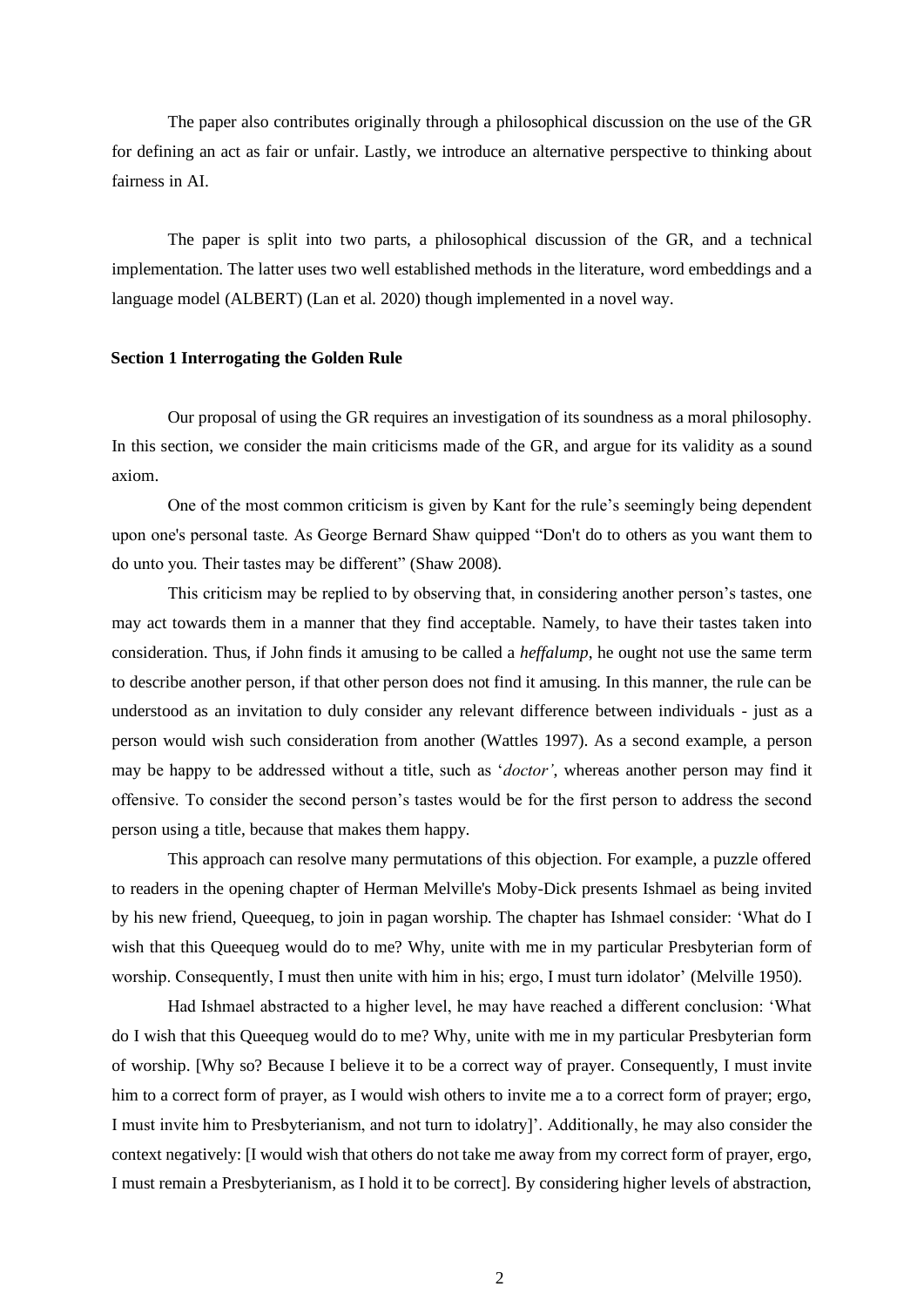The paper also contributes originally through a philosophical discussion on the use of the GR for defining an act as fair or unfair. Lastly, we introduce an alternative perspective to thinking about fairness in AI.

The paper is split into two parts, a philosophical discussion of the GR, and a technical implementation. The latter uses two well established methods in the literature, word embeddings and a language model (ALBERT) (Lan et al. 2020) though implemented in a novel way.

## Section 1 Interrogating the Golden Rule

Our proposal of using the GR requires an investigation of its soundness as a moral philosophy. In this section, we consider the main criticisms made of the GR, and argue for its validity as a sound axiom.

One of the most common criticism is given by Kant for the rule's seemingly being dependent upon one's personal taste. As George Bernard Shaw quipped "Don't do to others as you want them to do unto you. Their tastes may be different" (Shaw 2008).

This criticism may be replied to by observing that, in considering another person's tastes, one may act towards them in a manner that they find acceptable. Namely, to have their tastes taken into consideration. Thus, if John finds it amusing to be called a *heffalump*, he ought not use the same term to describe another person, if that other person does not find it amusing. In this manner, the rule can be understood as an invitation to duly consider any relevant difference between individuals - just as a person would wish such consideration from another (Wattles 1997). As a second example, a person may be happy to be addressed without a title, such as '*doctor'*, whereas another person may find it offensive. To consider the second person's tastes would be for the first person to address the second person using a title, because that makes them happy.

This approach can resolve many permutations of this objection. For example, a puzzle offered to readers in the opening chapter of Herman Melville's Moby-Dick presents Ishmael as being invited by his new friend, Queequeg, to join in pagan worship. The chapter has Ishmael consider: 'What do I wish that this Queequeg would do to me? Why, unite with me in my particular Presbyterian form of worship. Consequently, I must then unite with him in his; ergo, I must turn idolator' (Melville 1950).

Had Ishmael abstracted to a higher level, he may have reached a different conclusion: 'What do I wish that this Queequeg would do to me? Why, unite with me in my particular Presbyterian form of worship. [Why so? Because I believe it to be a correct way of prayer. Consequently, I must invite him to a correct form of prayer, as I would wish others to invite me a to a correct form of prayer; ergo, I must invite him to Presbyterianism, and not turn to idolatry]'. Additionally, he may also consider the context negatively: [I would wish that others do not take me away from my correct form of prayer, ergo, I must remain a Presbyterianism, as I hold it to be correct]. By considering higher levels of abstraction,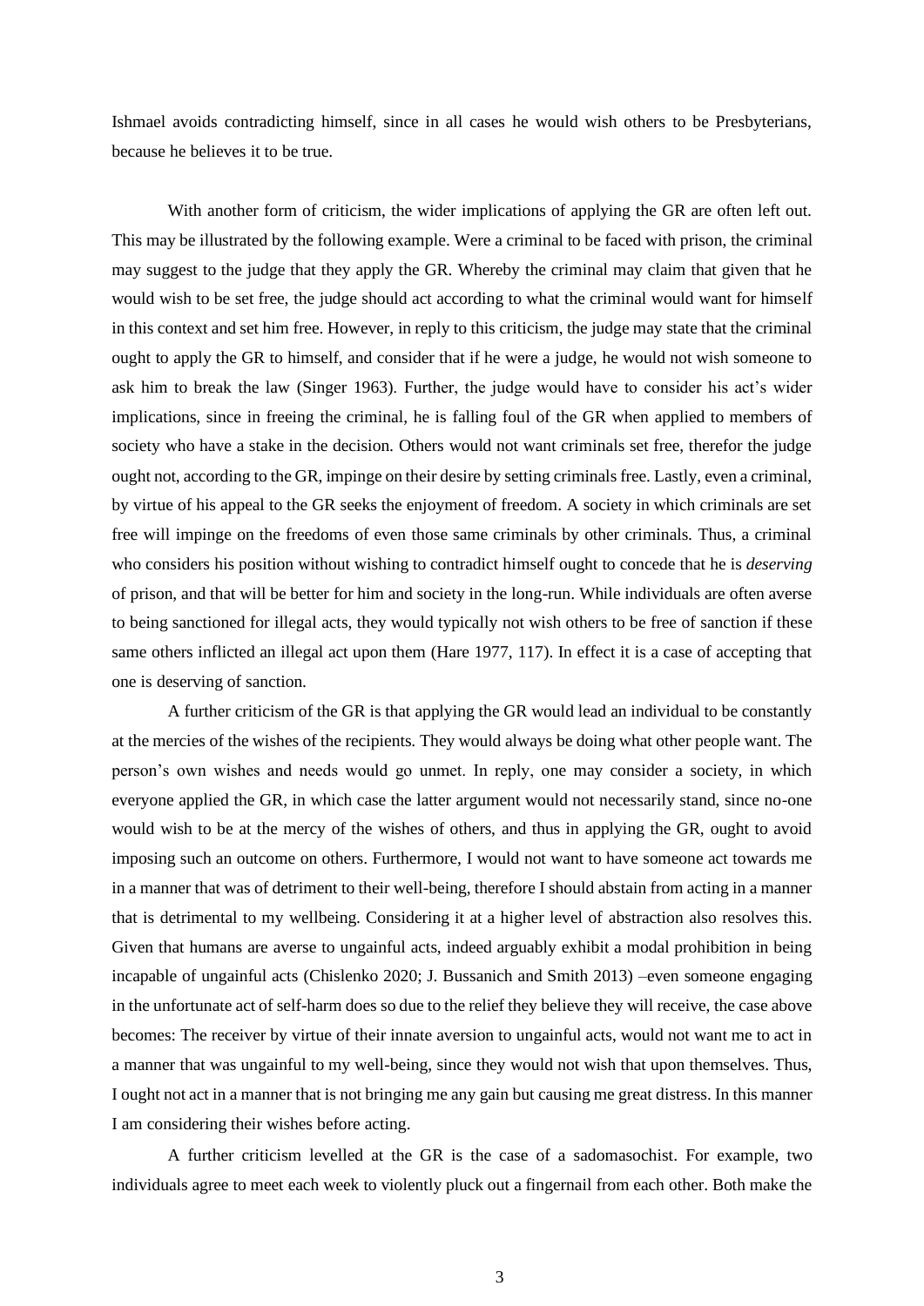Ishmael avoids contradicting himself, since in all cases he would wish others to be Presbyterians, because he believes it to be true.

With another form of criticism, the wider implications of applying the GR are often left out. This may be illustrated by the following example. Were a criminal to be faced with prison, the criminal may suggest to the judge that they apply the GR. Whereby the criminal may claim that given that he would wish to be set free, the judge should act according to what the criminal would want for himself in this context and set him free. However, in reply to this criticism, the judge may state that the criminal ought to apply the GR to himself, and consider that if he were a judge, he would not wish someone to ask him to break the law (Singer 1963). Further, the judge would have to consider his act's wider implications, since in freeing the criminal, he is falling foul of the GR when applied to members of society who have a stake in the decision. Others would not want criminals set free, therefor the judge ought not, according to the GR, impinge on their desire by setting criminals free. Lastly, even a criminal, by virtue of his appeal to the GR seeks the enjoyment of freedom. A society in which criminals are set free will impinge on the freedoms of even those same criminals by other criminals. Thus, a criminal who considers his position without wishing to contradict himself ought to concede that he is *deserving* of prison, and that will be better for him and society in the long-run. While individuals are often averse to being sanctioned for illegal acts, they would typically not wish others to be free of sanction if these same others inflicted an illegal act upon them (Hare 1977, 117). In effect it is a case of accepting that one is deserving of sanction.

A further criticism of the GR is that applying the GR would lead an individual to be constantly at the mercies of the wishes of the recipients. They would always be doing what other people want. The person's own wishes and needs would go unmet. In reply, one may consider a society, in which everyone applied the GR, in which case the latter argument would not necessarily stand, since no-one would wish to be at the mercy of the wishes of others, and thus in applying the GR, ought to avoid imposing such an outcome on others. Furthermore, I would not want to have someone act towards me in a manner that was of detriment to their well-being, therefore I should abstain from acting in a manner that is detrimental to my wellbeing. Considering it at a higher level of abstraction also resolves this. Given that humans are averse to ungainful acts, indeed arguably exhibit a modal prohibition in being incapable of ungainful acts (Chislenko 2020; J. Bussanich and Smith 2013) –even someone engaging in the unfortunate act of self-harm does so due to the relief they believe they will receive, the case above becomes: The receiver by virtue of their innate aversion to ungainful acts, would not want me to act in a manner that was ungainful to my well-being, since they would not wish that upon themselves. Thus, I ought not act in a manner that is not bringing me any gain but causing me great distress. In this manner I am considering their wishes before acting.

A further criticism levelled at the GR is the case of a sadomasochist. For example, two individuals agree to meet each week to violently pluck out a fingernail from each other. Both make the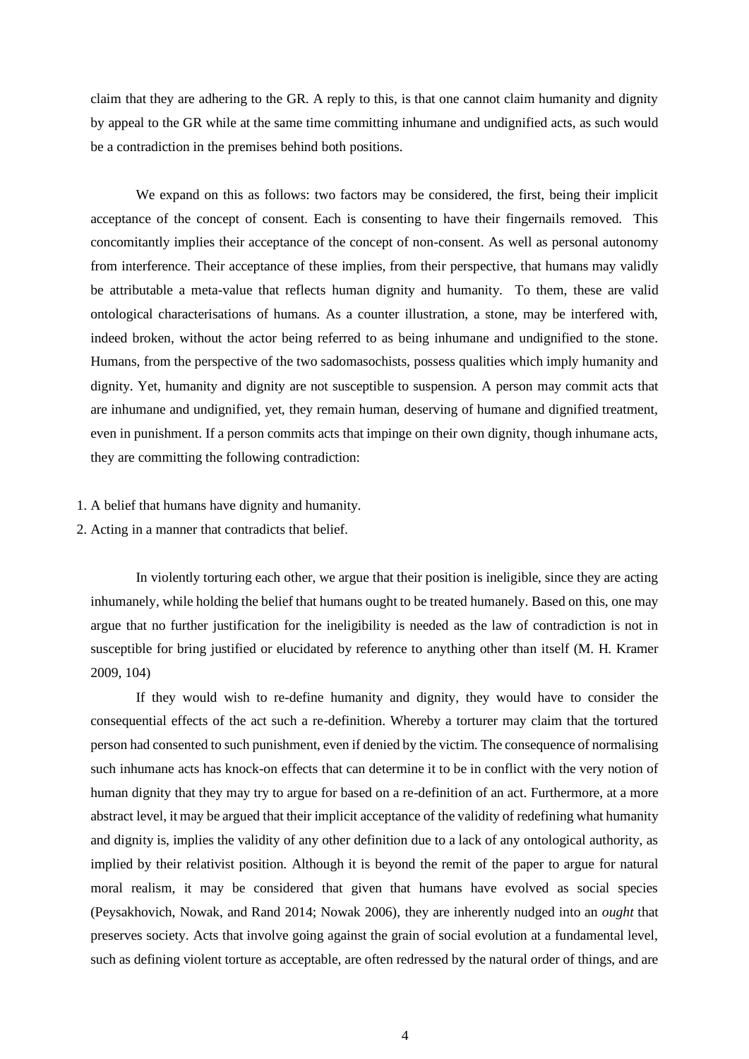claim that they are adhering to the GR. A reply to this, is that one cannot claim humanity and dignity by appeal to the GR while at the same time committing inhumane and undignified acts, as such would be a contradiction in the premises behind both positions.

We expand on this as follows: two factors may be considered, the first, being their implicit acceptance of the concept of consent. Each is consenting to have their fingernails removed. This concomitantly implies their acceptance of the concept of non-consent. As well as personal autonomy from interference. Their acceptance of these implies, from their perspective, that humans may validly be attributable a meta-value that reflects human dignity and humanity. To them, these are valid ontological characterisations of humans. As a counter illustration, a stone, may be interfered with, indeed broken, without the actor being referred to as being inhumane and undignified to the stone. Humans, from the perspective of the two sadomasochists, possess qualities which imply humanity and dignity. Yet, humanity and dignity are not susceptible to suspension. A person may commit acts that are inhumane and undignified, yet, they remain human, deserving of humane and dignified treatment, even in punishment. If a person commits acts that impinge on their own dignity, though inhumane acts, they are committing the following contradiction:

1. A belief that humans have dignity and humanity.
2. Acting in a manner that contradicts that belief.

In violently torturing each other, we argue that their position is ineligible, since they are acting inhumanely, while holding the belief that humans ought to be treated humanely. Based on this, one may argue that no further justification for the ineligibility is needed as the law of contradiction is not in susceptible for bring justified or elucidated by reference to anything other than itself (M. H. Kramer 2009, 104)

If they would wish to re-define humanity and dignity, they would have to consider the consequential effects of the act such a re-definition. Whereby a torturer may claim that the tortured person had consented to such punishment, even if denied by the victim. The consequence of normalising such inhumane acts has knock-on effects that can determine it to be in conflict with the very notion of human dignity that they may try to argue for based on a re-definition of an act. Furthermore, at a more abstract level, it may be argued that their implicit acceptance of the validity of redefining what humanity and dignity is, implies the validity of any other definition due to a lack of any ontological authority, as implied by their relativist position. Although it is beyond the remit of the paper to argue for natural moral realism, it may be considered that given that humans have evolved as social species (Peysakhovich, Nowak, and Rand 2014; Nowak 2006), they are inherently nudged into an *ought* that preserves society. Acts that involve going against the grain of social evolution at a fundamental level, such as defining violent torture as acceptable, are often redressed by the natural order of things, and are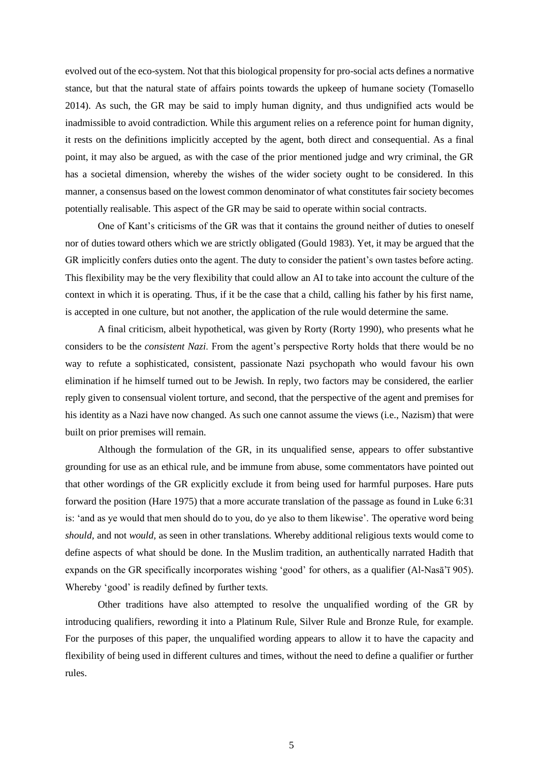evolved out of the eco-system. Not that this biological propensity for pro-social acts defines a normative stance, but that the natural state of affairs points towards the upkeep of humane society (Tomasello 2014). As such, the GR may be said to imply human dignity, and thus undignified acts would be inadmissible to avoid contradiction. While this argument relies on a reference point for human dignity, it rests on the definitions implicitly accepted by the agent, both direct and consequential. As a final point, it may also be argued, as with the case of the prior mentioned judge and wry criminal, the GR has a societal dimension, whereby the wishes of the wider society ought to be considered. In this manner, a consensus based on the lowest common denominator of what constitutes fair society becomes potentially realisable. This aspect of the GR may be said to operate within social contracts.

One of Kant's criticisms of the GR was that it contains the ground neither of duties to oneself nor of duties toward others which we are strictly obligated (Gould 1983). Yet, it may be argued that the GR implicitly confers duties onto the agent. The duty to consider the patient's own tastes before acting. This flexibility may be the very flexibility that could allow an AI to take into account the culture of the context in which it is operating. Thus, if it be the case that a child, calling his father by his first name, is accepted in one culture, but not another, the application of the rule would determine the same.

A final criticism, albeit hypothetical, was given by Rorty (Rorty 1990), who presents what he considers to be the *consistent Nazi*. From the agent's perspective Rorty holds that there would be no way to refute a sophisticated, consistent, passionate Nazi psychopath who would favour his own elimination if he himself turned out to be Jewish. In reply, two factors may be considered, the earlier reply given to consensual violent torture, and second, that the perspective of the agent and premises for his identity as a Nazi have now changed. As such one cannot assume the views (i.e., Nazism) that were built on prior premises will remain.

Although the formulation of the GR, in its unqualified sense, appears to offer substantive grounding for use as an ethical rule, and be immune from abuse, some commentators have pointed out that other wordings of the GR explicitly exclude it from being used for harmful purposes. Hare puts forward the position (Hare 1975) that a more accurate translation of the passage as found in Luke 6:31 is: 'and as ye would that men should do to you, do ye also to them likewise'. The operative word being *should*, and not *would*, as seen in other translations. Whereby additional religious texts would come to define aspects of what should be done. In the Muslim tradition, an authentically narrated Hadith that expands on the GR specifically incorporates wishing 'good' for others, as a qualifier (Al-Nasāʾī 905). Whereby 'good' is readily defined by further texts.

Other traditions have also attempted to resolve the unqualified wording of the GR by introducing qualifiers, rewording it into a Platinum Rule, Silver Rule and Bronze Rule, for example. For the purposes of this paper, the unqualified wording appears to allow it to have the capacity and flexibility of being used in different cultures and times, without the need to define a qualifier or further rules.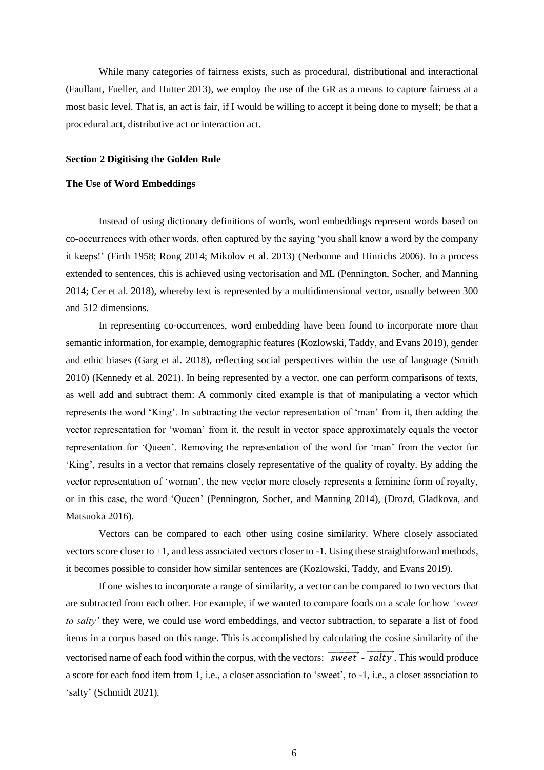While many categories of fairness exists, such as procedural, distributional and interactional (Faullant, Fueller, and Hutter 2013), we employ the use of the GR as a means to capture fairness at a most basic level. That is, an act is fair, if I would be willing to accept it being done to myself; be that a procedural act, distributive act or interaction act.

## Section 2 Digitising the Golden Rule

### The Use of Word Embeddings

Instead of using dictionary definitions of words, word embeddings represent words based on co-occurrences with other words, often captured by the saying 'you shall know a word by the company it keeps!' (Firth 1958; Rong 2014; Mikolov et al. 2013) (Nerbonne and Hinrichs 2006). In a process extended to sentences, this is achieved using vectorisation and ML (Pennington, Socher, and Manning 2014; Cer et al. 2018), whereby text is represented by a multidimensional vector, usually between 300 and 512 dimensions.

In representing co-occurrences, word embedding have been found to incorporate more than semantic information, for example, demographic features (Kozlowski, Taddy, and Evans 2019), gender and ethic biases (Garg et al. 2018), reflecting social perspectives within the use of language (Smith 2010) (Kennedy et al. 2021). In being represented by a vector, one can perform comparisons of texts, as well add and subtract them: A commonly cited example is that of manipulating a vector which represents the word 'King'. In subtracting the vector representation of 'man' from it, then adding the vector representation for 'woman' from it, the result in vector space approximately equals the vector representation for 'Queen'. Removing the representation of the word for 'man' from the vector for 'King', results in a vector that remains closely representative of the quality of royalty. By adding the vector representation of 'woman', the new vector more closely represents a feminine form of royalty, or in this case, the word 'Queen' (Pennington, Socher, and Manning 2014), (Drozd, Gladkova, and Matsuoka 2016).

Vectors can be compared to each other using cosine similarity. Where closely associated vectors score closer to +1, and less associated vectors closer to -1. Using these straightforward methods, it becomes possible to consider how similar sentences are (Kozlowski, Taddy, and Evans 2019).

If one wishes to incorporate a range of similarity, a vector can be compared to two vectors that are subtracted from each other. For example, if we wanted to compare foods on a scale for how *'sweet to salty'* they were, we could use word embeddings, and vector subtraction, to separate a list of food items in a corpus based on this range. This is accomplished by calculating the cosine similarity of the vectorised name of each food within the corpus, with the vectors: $\overrightarrow{sweet}$ - $\overrightarrow{salty}$. This would produce a score for each food item from 1, i.e., a closer association to 'sweet', to -1, i.e., a closer association to 'salty' (Schmidt 2021).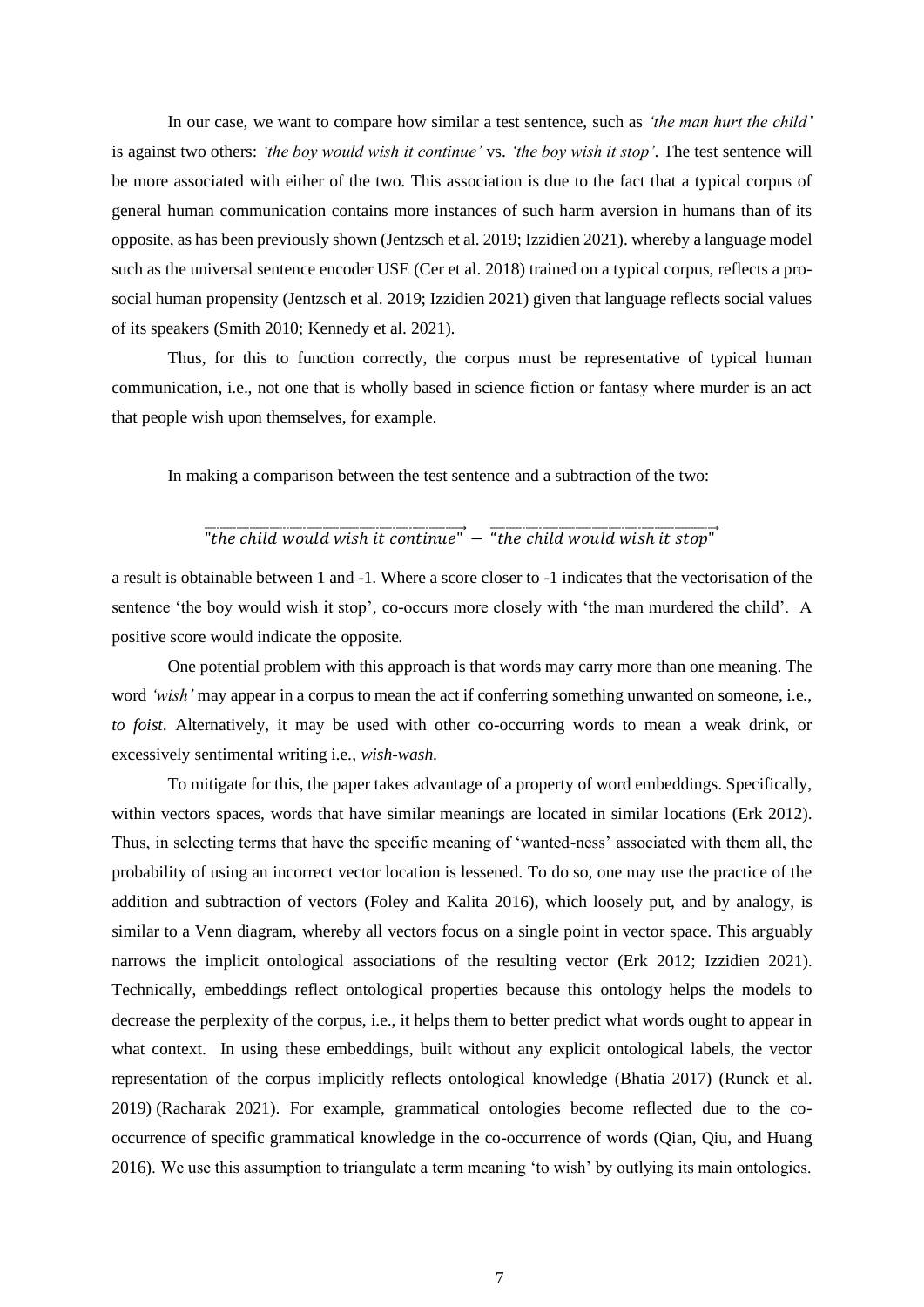In our case, we want to compare how similar a test sentence, such as *'the man hurt the child'* is against two others: *'the boy would wish it continue'* vs. *'the boy wish it stop'*. The test sentence will be more associated with either of the two. This association is due to the fact that a typical corpus of general human communication contains more instances of such harm aversion in humans than of its opposite, as has been previously shown (Jentzsch et al. 2019; Izzidien 2021). whereby a language model such as the universal sentence encoder USE (Cer et al. 2018) trained on a typical corpus, reflects a pro-social human propensity (Jentzsch et al. 2019; Izzidien 2021) given that language reflects social values of its speakers (Smith 2010; Kennedy et al. 2021).

Thus, for this to function correctly, the corpus must be representative of typical human communication, i.e., not one that is wholly based in science fiction or fantasy where murder is an act that people wish upon themselves, for example.

In making a comparison between the test sentence and a subtraction of the two:

$$\overrightarrow{\text{"the child would wish it continue"}} - \overrightarrow{\text{"the child would wish it stop"}}$$

a result is obtainable between 1 and -1. Where a score closer to -1 indicates that the vectorisation of the sentence 'the boy would wish it stop', co-occurs more closely with 'the man murdered the child'. A positive score would indicate the opposite.

One potential problem with this approach is that words may carry more than one meaning. The word *'wish'* may appear in a corpus to mean the act if conferring something unwanted on someone, i.e., *to foist*. Alternatively, it may be used with other co-occurring words to mean a weak drink, or excessively sentimental writing i.e., *wish-wash.*

To mitigate for this, the paper takes advantage of a property of word embeddings. Specifically, within vectors spaces, words that have similar meanings are located in similar locations (Erk 2012). Thus, in selecting terms that have the specific meaning of 'wanted-ness' associated with them all, the probability of using an incorrect vector location is lessened. To do so, one may use the practice of the addition and subtraction of vectors (Foley and Kalita 2016), which loosely put, and by analogy, is similar to a Venn diagram, whereby all vectors focus on a single point in vector space. This arguably narrows the implicit ontological associations of the resulting vector (Erk 2012; Izzidien 2021). Technically, embeddings reflect ontological properties because this ontology helps the models to decrease the perplexity of the corpus, i.e., it helps them to better predict what words ought to appear in what context. In using these embeddings, built without any explicit ontological labels, the vector representation of the corpus implicitly reflects ontological knowledge (Bhatia 2017) (Runck et al. 2019) (Racharak 2021). For example, grammatical ontologies become reflected due to the co-occurrence of specific grammatical knowledge in the co-occurrence of words (Qian, Qiu, and Huang 2016). We use this assumption to triangulate a term meaning 'to wish' by outlying its main ontologies.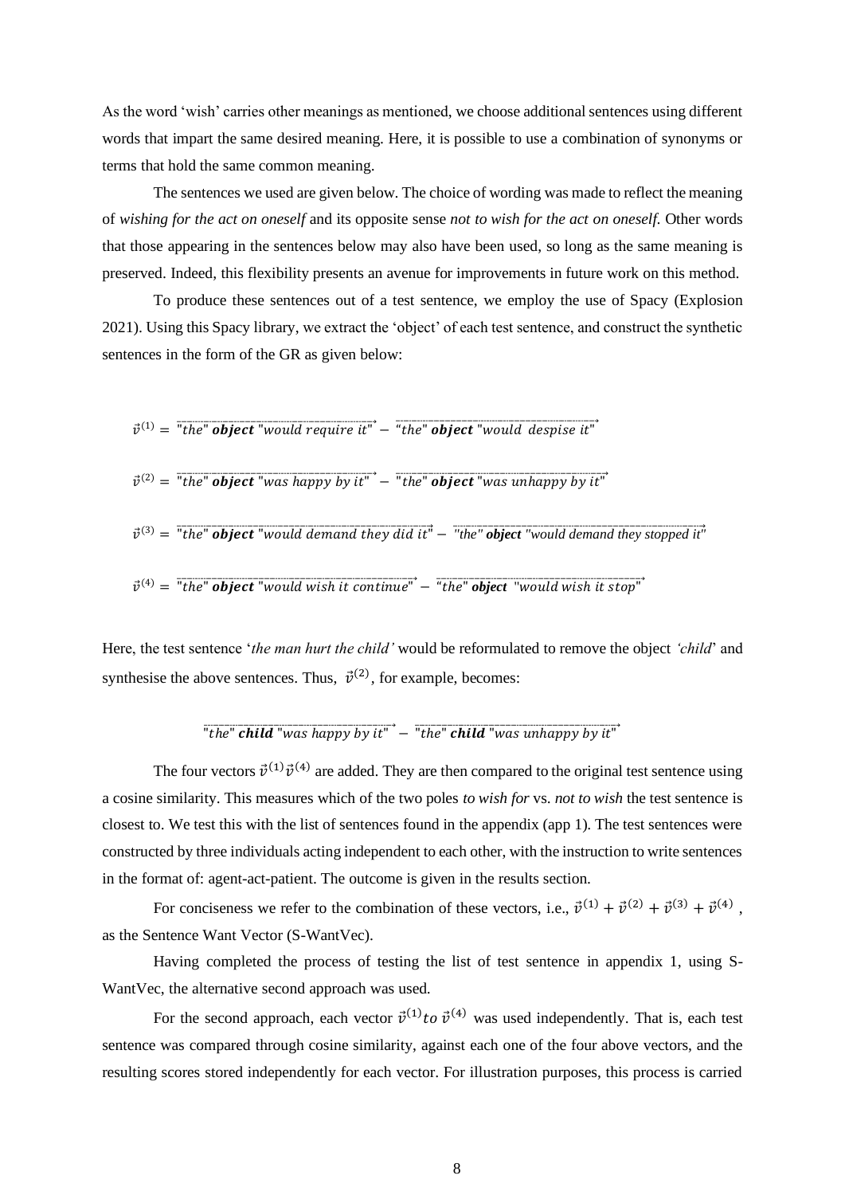As the word 'wish' carries other meanings as mentioned, we choose additional sentences using different words that impart the same desired meaning. Here, it is possible to use a combination of synonyms or terms that hold the same common meaning.

The sentences we used are given below. The choice of wording was made to reflect the meaning of *wishing for the act on oneself* and its opposite sense *not to wish for the act on oneself*. Other words that those appearing in the sentences below may also have been used, so long as the same meaning is preserved. Indeed, this flexibility presents an avenue for improvements in future work on this method.

To produce these sentences out of a test sentence, we employ the use of Spacy (Explosion 2021). Using this Spacy library, we extract the 'object' of each test sentence, and construct the synthetic sentences in the form of the GR as given below:

$$\vec{v}^{(1)} = \overrightarrow{\text{"the" } \textbf{\textit{object}} \text{ "would require it"}} - \overrightarrow{\text{"the" } \textbf{\textit{object}} \text{ "would despise it"}}$$

$$\vec{v}^{(2)} = \overrightarrow{\text{"the" } \textbf{\textit{object}} \text{ "was happy by it"}} - \overrightarrow{\text{"the" } \textbf{\textit{object}} \text{ "was unhappy by it"}}$$

$$\vec{v}^{(3)} = \overrightarrow{\text{"the" } \textbf{\textit{object}} \text{ "would demand they did it"}} - \overrightarrow{\text{"the" } \textbf{\textit{object}} \text{ "would demand they stopped it"}}$$

$$\vec{v}^{(4)} = \overrightarrow{\text{"the" } \textbf{\textit{object}} \text{ "would wish it continue"}} - \overrightarrow{\text{"the" } \textbf{\textit{object}} \text{ "would wish it stop"}}$$

Here, the test sentence '*the man hurt the child'* would be reformulated to remove the object *'child*' and synthesise the above sentences. Thus, $\vec{v}^{(2)}$, for example, becomes:

$$\overrightarrow{\text{"the" } \textbf{\textit{child}} \text{ "was happy by it"}} - \overrightarrow{\text{"the" } \textbf{\textit{child}} \text{ "was unhappy by it"}}$$

The four vectors $\vec{v}^{(1)}\vec{v}^{(4)}$ are added. They are then compared to the original test sentence using a cosine similarity. This measures which of the two poles *to wish for* vs. *not to wish* the test sentence is closest to. We test this with the list of sentences found in the appendix (app 1). The test sentences were constructed by three individuals acting independent to each other, with the instruction to write sentences in the format of: agent-act-patient. The outcome is given in the results section.

For conciseness we refer to the combination of these vectors, i.e., $\vec{v}^{(1)} + \vec{v}^{(2)} + \vec{v}^{(3)} + \vec{v}^{(4)}$, as the Sentence Want Vector (S-WantVec).

Having completed the process of testing the list of test sentence in appendix 1, using S-WantVec, the alternative second approach was used.

For the second approach, each vector $\vec{v}^{(1)} to\ \vec{v}^{(4)}$ was used independently. That is, each test sentence was compared through cosine similarity, against each one of the four above vectors, and the resulting scores stored independently for each vector. For illustration purposes, this process is carried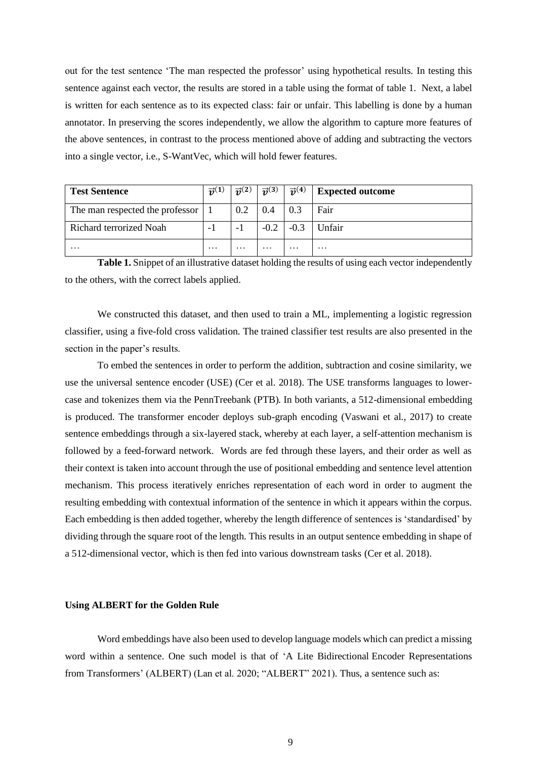out for the test sentence 'The man respected the professor' using hypothetical results. In testing this sentence against each vector, the results are stored in a table using the format of table 1. Next, a label is written for each sentence as to its expected class: fair or unfair. This labelling is done by a human annotator. In preserving the scores independently, we allow the algorithm to capture more features of the above sentences, in contrast to the process mentioned above of adding and subtracting the vectors into a single vector, i.e., S-WantVec, which will hold fewer features.

| Test Sentence | $\vec{v}^{(1)}$ | $\vec{v}^{(2)}$ | $\vec{v}^{(3)}$ | $\vec{v}^{(4)}$ | Expected outcome |
|---|---|---|---|---|---|
| The man respected the professor | 1 | 0.2 | 0.4 | 0.3 | Fair |
| Richard terrorized Noah | -1 | -1 | -0.2 | -0.3 | Unfair |
| … | … | … | … | … | … |

**Table 1.** Snippet of an illustrative dataset holding the results of using each vector independently to the others, with the correct labels applied.

We constructed this dataset, and then used to train a ML, implementing a logistic regression classifier, using a five-fold cross validation. The trained classifier test results are also presented in the section in the paper's results.

To embed the sentences in order to perform the addition, subtraction and cosine similarity, we use the universal sentence encoder (USE) (Cer et al. 2018). The USE transforms languages to lower-case and tokenizes them via the PennTreebank (PTB). In both variants, a 512-dimensional embedding is produced. The transformer encoder deploys sub-graph encoding (Vaswani et al., 2017) to create sentence embeddings through a six-layered stack, whereby at each layer, a self-attention mechanism is followed by a feed-forward network. Words are fed through these layers, and their order as well as their context is taken into account through the use of positional embedding and sentence level attention mechanism. This process iteratively enriches representation of each word in order to augment the resulting embedding with contextual information of the sentence in which it appears within the corpus. Each embedding is then added together, whereby the length difference of sentences is 'standardised' by dividing through the square root of the length. This results in an output sentence embedding in shape of a 512-dimensional vector, which is then fed into various downstream tasks (Cer et al. 2018).

### Using ALBERT for the Golden Rule

Word embeddings have also been used to develop language models which can predict a missing word within a sentence. One such model is that of 'A Lite Bidirectional Encoder Representations from Transformers' (ALBERT) (Lan et al. 2020; "ALBERT" 2021). Thus, a sentence such as: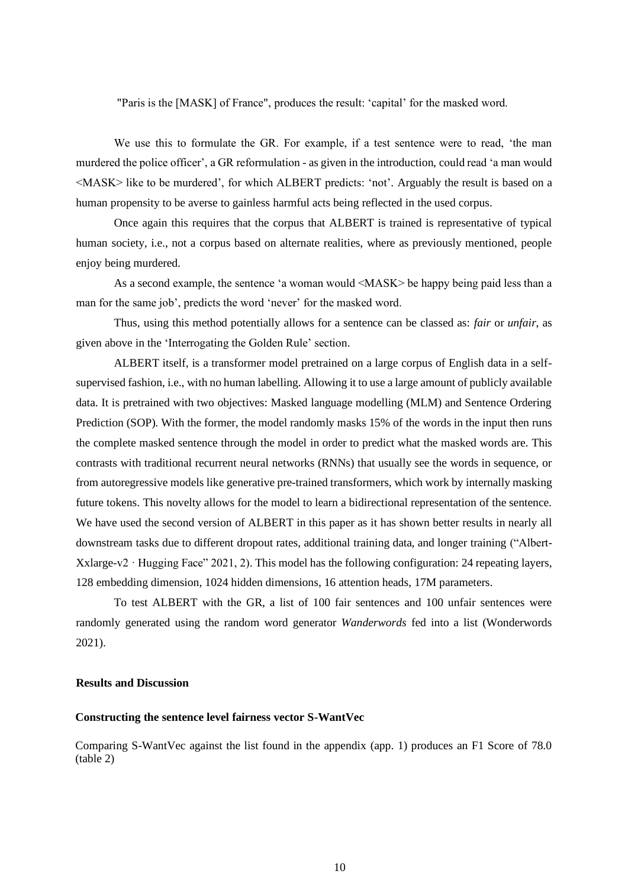"Paris is the [MASK] of France", produces the result: 'capital' for the masked word.

We use this to formulate the GR. For example, if a test sentence were to read, 'the man murdered the police officer', a GR reformulation - as given in the introduction, could read 'a man would <MASK> like to be murdered', for which ALBERT predicts: 'not'. Arguably the result is based on a human propensity to be averse to gainless harmful acts being reflected in the used corpus.

Once again this requires that the corpus that ALBERT is trained is representative of typical human society, i.e., not a corpus based on alternate realities, where as previously mentioned, people enjoy being murdered.

As a second example, the sentence 'a woman would <MASK> be happy being paid less than a man for the same job', predicts the word 'never' for the masked word.

Thus, using this method potentially allows for a sentence can be classed as: *fair* or *unfair*, as given above in the 'Interrogating the Golden Rule' section.

ALBERT itself, is a transformer model pretrained on a large corpus of English data in a self-supervised fashion, i.e., with no human labelling. Allowing it to use a large amount of publicly available data. It is pretrained with two objectives: Masked language modelling (MLM) and Sentence Ordering Prediction (SOP). With the former, the model randomly masks 15% of the words in the input then runs the complete masked sentence through the model in order to predict what the masked words are. This contrasts with traditional recurrent neural networks (RNNs) that usually see the words in sequence, or from autoregressive models like generative pre-trained transformers, which work by internally masking future tokens. This novelty allows for the model to learn a bidirectional representation of the sentence. We have used the second version of ALBERT in this paper as it has shown better results in nearly all downstream tasks due to different dropout rates, additional training data, and longer training ("Albert-Xxlarge-v2 · Hugging Face" 2021, 2). This model has the following configuration: 24 repeating layers, 128 embedding dimension, 1024 hidden dimensions, 16 attention heads, 17M parameters.

To test ALBERT with the GR, a list of 100 fair sentences and 100 unfair sentences were randomly generated using the random word generator *Wanderwords* fed into a list (Wonderwords 2021).

### Results and Discussion

#### Constructing the sentence level fairness vector S-WantVec

Comparing S-WantVec against the list found in the appendix (app. 1) produces an F1 Score of 78.0 (table 2)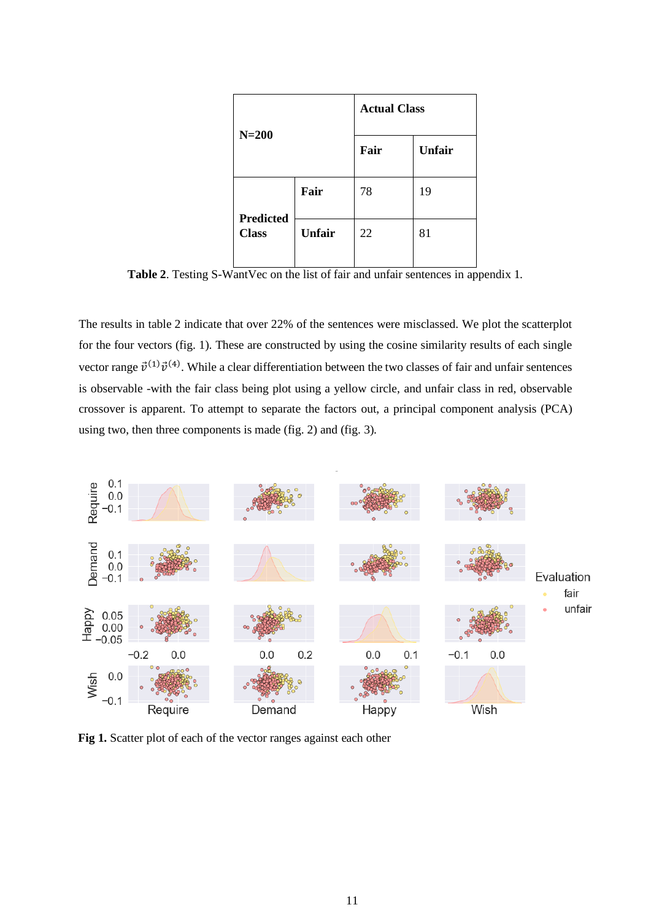| N=200 | | Actual Class | |
|---|---|---|---|
| | | **Fair** | **Unfair** |
| **Predicted Class** | **Fair** | 78 | 19 |
| | **Unfair** | 22 | 81 |

**Table 2**. Testing S-WantVec on the list of fair and unfair sentences in appendix 1.

The results in table 2 indicate that over 22% of the sentences were misclassed. We plot the scatterplot for the four vectors (fig. 1). These are constructed by using the cosine similarity results of each single vector range $\vec{v}^{(1)}\vec{v}^{(4)}$. While a clear differentiation between the two classes of fair and unfair sentences is observable -with the fair class being plot using a yellow circle, and unfair class in red, observable crossover is apparent. To attempt to separate the factors out, a principal component analysis (PCA) using two, then three components is made (fig. 2) and (fig. 3).

**Fig 1.** Scatter plot of each of the vector ranges against each other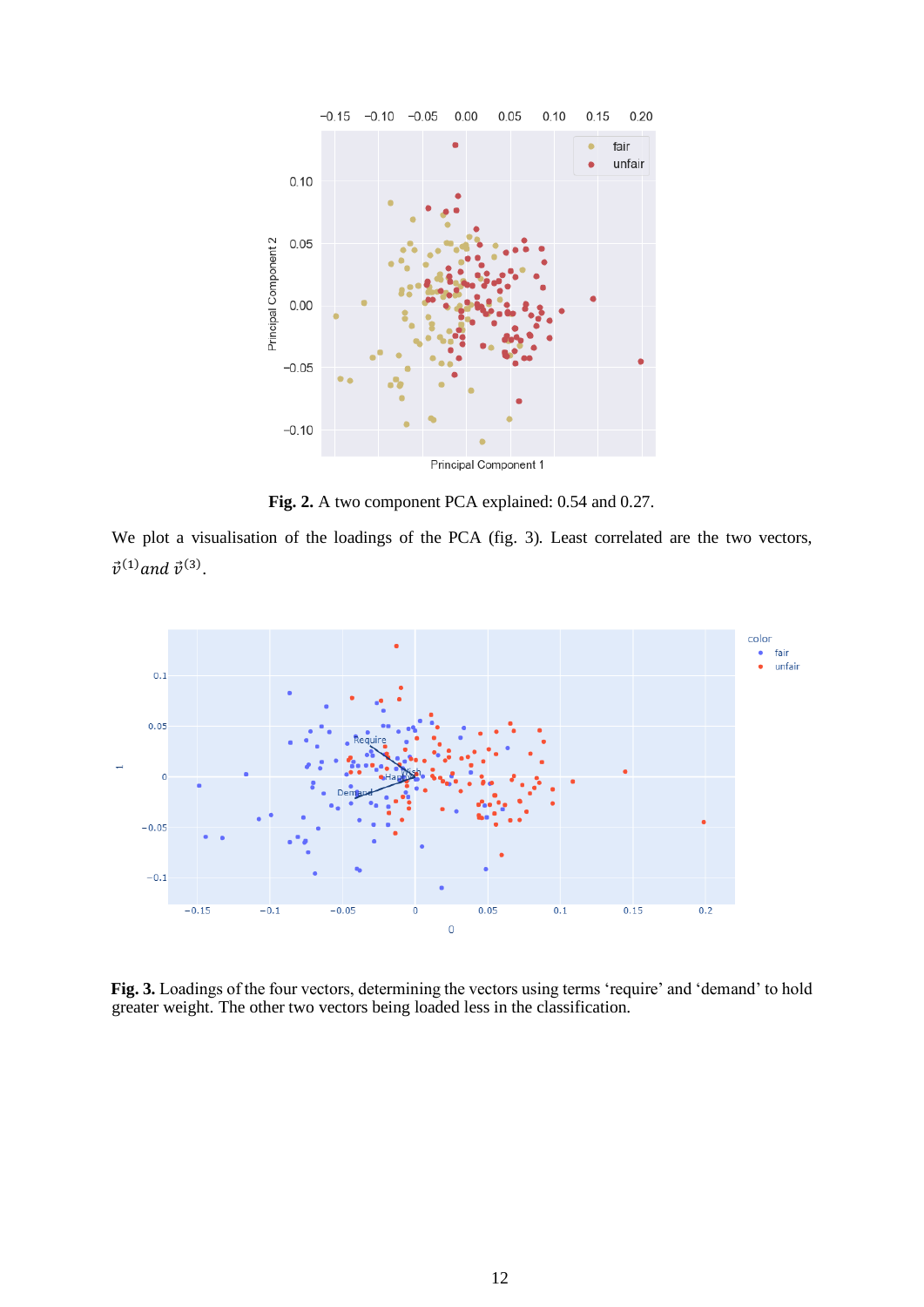**Fig. 2.** A two component PCA explained: 0.54 and 0.27.

We plot a visualisation of the loadings of the PCA (fig. 3). Least correlated are the two vectors, $\vec{v}^{(1)}$ *and* $\vec{v}^{(3)}$.

**Fig. 3.** Loadings of the four vectors, determining the vectors using terms ‘require’ and ‘demand’ to hold greater weight. The other two vectors being loaded less in the classification.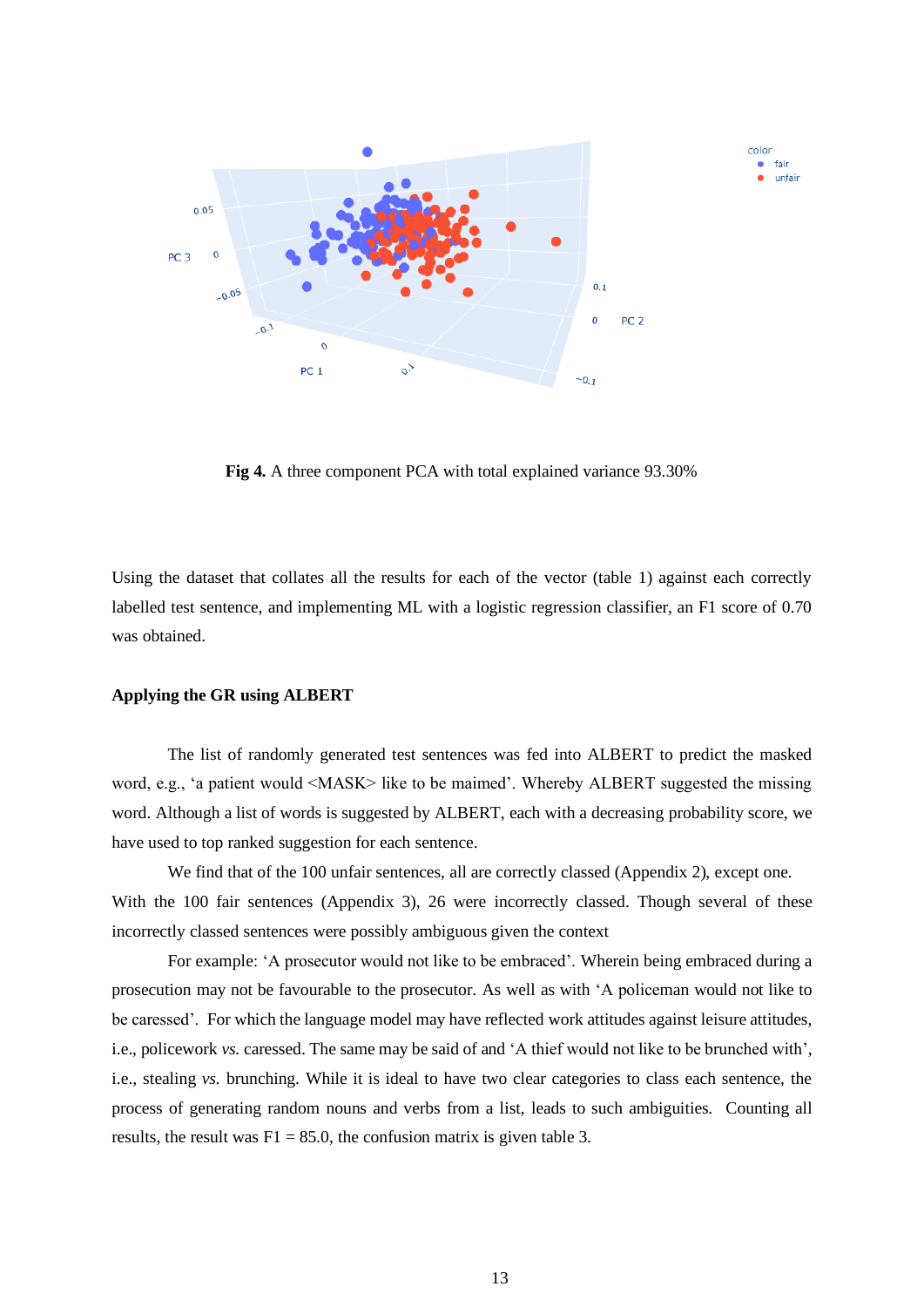**Fig 4.** A three component PCA with total explained variance 93.30%

Using the dataset that collates all the results for each of the vector (table 1) against each correctly labelled test sentence, and implementing ML with a logistic regression classifier, an F1 score of 0.70 was obtained.

**Applying the GR using ALBERT**

The list of randomly generated test sentences was fed into ALBERT to predict the masked word, e.g., 'a patient would <MASK> like to be maimed'. Whereby ALBERT suggested the missing word. Although a list of words is suggested by ALBERT, each with a decreasing probability score, we have used to top ranked suggestion for each sentence.

We find that of the 100 unfair sentences, all are correctly classed (Appendix 2), except one. With the 100 fair sentences (Appendix 3), 26 were incorrectly classed. Though several of these incorrectly classed sentences were possibly ambiguous given the context

For example: 'A prosecutor would not like to be embraced'. Wherein being embraced during a prosecution may not be favourable to the prosecutor. As well as with 'A policeman would not like to be caressed'. For which the language model may have reflected work attitudes against leisure attitudes, i.e., policework *vs.* caressed. The same may be said of and 'A thief would not like to be brunched with', i.e., stealing *vs.* brunching. While it is ideal to have two clear categories to class each sentence, the process of generating random nouns and verbs from a list, leads to such ambiguities. Counting all results, the result was F1 = 85.0, the confusion matrix is given table 3.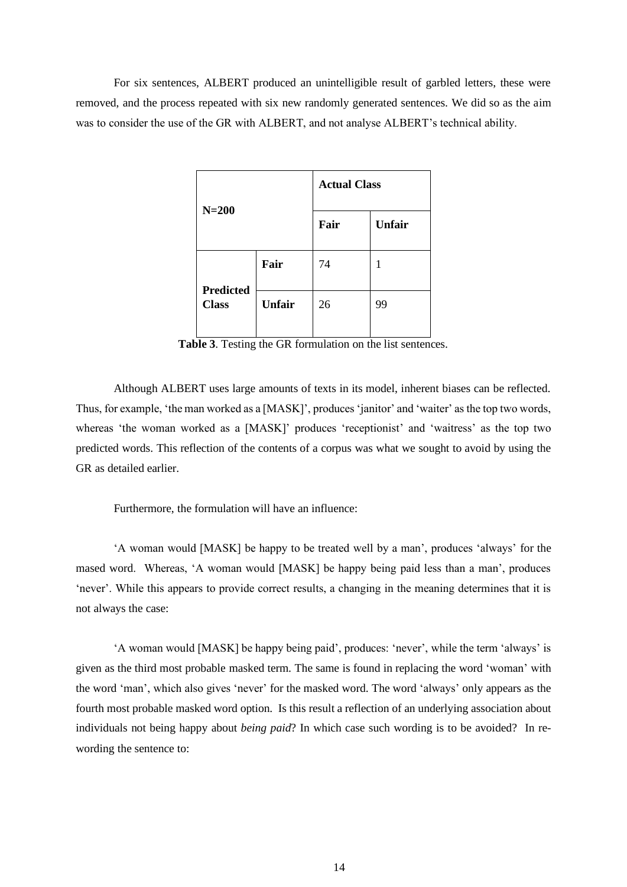For six sentences, ALBERT produced an unintelligible result of garbled letters, these were removed, and the process repeated with six new randomly generated sentences. We did so as the aim was to consider the use of the GR with ALBERT, and not analyse ALBERT's technical ability.

| N=200 | | Actual Class | |
|---|---|---|---|
| | | **Fair** | **Unfair** |
| **Predicted Class** | **Fair** | 74 | 1 |
| | **Unfair** | 26 | 99 |

**Table 3**. Testing the GR formulation on the list sentences.

Although ALBERT uses large amounts of texts in its model, inherent biases can be reflected. Thus, for example, 'the man worked as a [MASK]', produces 'janitor' and 'waiter' as the top two words, whereas 'the woman worked as a [MASK]' produces 'receptionist' and 'waitress' as the top two predicted words. This reflection of the contents of a corpus was what we sought to avoid by using the GR as detailed earlier.

Furthermore, the formulation will have an influence:

'A woman would [MASK] be happy to be treated well by a man', produces 'always' for the mased word. Whereas, 'A woman would [MASK] be happy being paid less than a man', produces 'never'. While this appears to provide correct results, a changing in the meaning determines that it is not always the case:

'A woman would [MASK] be happy being paid', produces: 'never', while the term 'always' is given as the third most probable masked term. The same is found in replacing the word 'woman' with the word 'man', which also gives 'never' for the masked word. The word 'always' only appears as the fourth most probable masked word option. Is this result a reflection of an underlying association about individuals not being happy about *being paid*? In which case such wording is to be avoided? In re-wording the sentence to: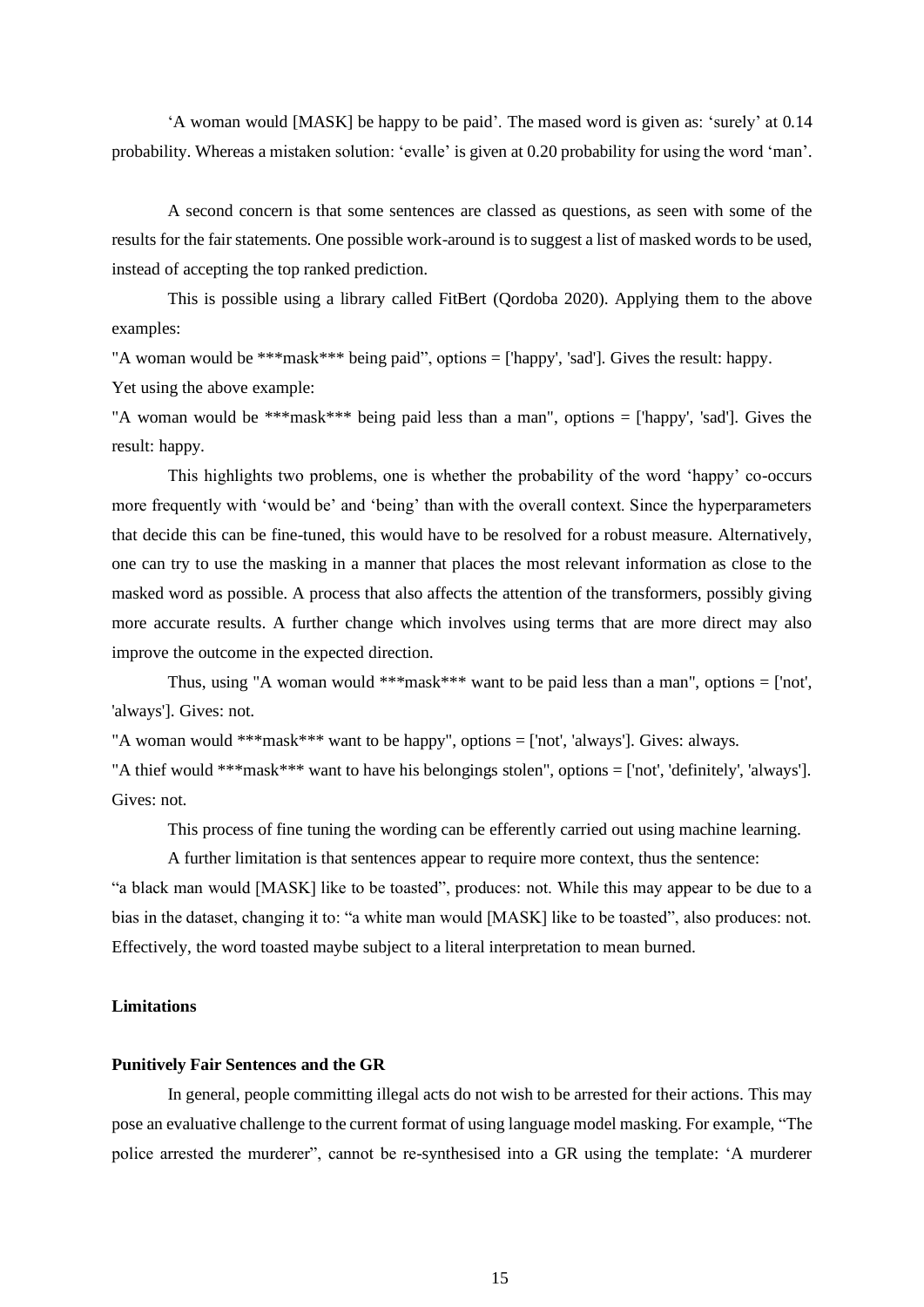'A woman would [MASK] be happy to be paid'. The mased word is given as: 'surely' at 0.14 probability. Whereas a mistaken solution: 'evalle' is given at 0.20 probability for using the word 'man'.

A second concern is that some sentences are classed as questions, as seen with some of the results for the fair statements. One possible work-around is to suggest a list of masked words to be used, instead of accepting the top ranked prediction.

This is possible using a library called FitBert (Qordoba 2020). Applying them to the above examples:

"A woman would be ***mask*** being paid", options = ['happy', 'sad']. Gives the result: happy.

Yet using the above example:

"A woman would be ***mask*** being paid less than a man", options = ['happy', 'sad']. Gives the result: happy.

This highlights two problems, one is whether the probability of the word 'happy' co-occurs more frequently with 'would be' and 'being' than with the overall context. Since the hyperparameters that decide this can be fine-tuned, this would have to be resolved for a robust measure. Alternatively, one can try to use the masking in a manner that places the most relevant information as close to the masked word as possible. A process that also affects the attention of the transformers, possibly giving more accurate results. A further change which involves using terms that are more direct may also improve the outcome in the expected direction.

Thus, using "A woman would ***mask*** want to be paid less than a man", options = ['not', 'always']. Gives: not.

"A woman would ***mask*** want to be happy", options = ['not', 'always']. Gives: always.

"A thief would ***mask*** want to have his belongings stolen", options = ['not', 'definitely', 'always']. Gives: not.

This process of fine tuning the wording can be efferently carried out using machine learning.

A further limitation is that sentences appear to require more context, thus the sentence: "a black man would [MASK] like to be toasted", produces: not. While this may appear to be due to a bias in the dataset, changing it to: "a white man would [MASK] like to be toasted", also produces: not. Effectively, the word toasted maybe subject to a literal interpretation to mean burned.

**Limitations**

**Punitively Fair Sentences and the GR**

In general, people committing illegal acts do not wish to be arrested for their actions. This may pose an evaluative challenge to the current format of using language model masking. For example, "The police arrested the murderer", cannot be re-synthesised into a GR using the template: 'A murderer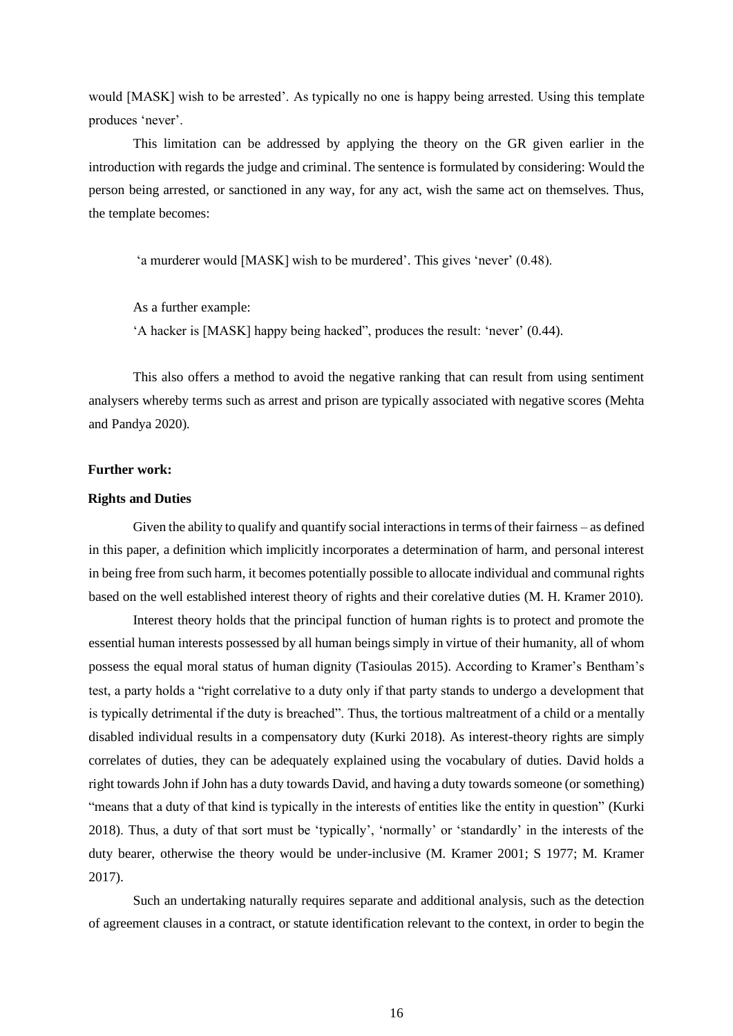would [MASK] wish to be arrested'. As typically no one is happy being arrested. Using this template produces 'never'.

This limitation can be addressed by applying the theory on the GR given earlier in the introduction with regards the judge and criminal. The sentence is formulated by considering: Would the person being arrested, or sanctioned in any way, for any act, wish the same act on themselves. Thus, the template becomes:

'a murderer would [MASK] wish to be murdered'. This gives 'never' (0.48).

As a further example:

'A hacker is [MASK] happy being hacked", produces the result: 'never' (0.44).

This also offers a method to avoid the negative ranking that can result from using sentiment analysers whereby terms such as arrest and prison are typically associated with negative scores (Mehta and Pandya 2020).

**Further work:**

**Rights and Duties**

Given the ability to qualify and quantify social interactions in terms of their fairness – as defined in this paper, a definition which implicitly incorporates a determination of harm, and personal interest in being free from such harm, it becomes potentially possible to allocate individual and communal rights based on the well established interest theory of rights and their corelative duties (M. H. Kramer 2010).

Interest theory holds that the principal function of human rights is to protect and promote the essential human interests possessed by all human beings simply in virtue of their humanity, all of whom possess the equal moral status of human dignity (Tasioulas 2015). According to Kramer's Bentham's test, a party holds a "right correlative to a duty only if that party stands to undergo a development that is typically detrimental if the duty is breached". Thus, the tortious maltreatment of a child or a mentally disabled individual results in a compensatory duty (Kurki 2018). As interest-theory rights are simply correlates of duties, they can be adequately explained using the vocabulary of duties. David holds a right towards John if John has a duty towards David, and having a duty towards someone (or something) "means that a duty of that kind is typically in the interests of entities like the entity in question" (Kurki 2018). Thus, a duty of that sort must be 'typically', 'normally' or 'standardly' in the interests of the duty bearer, otherwise the theory would be under-inclusive (M. Kramer 2001; S 1977; M. Kramer 2017).

Such an undertaking naturally requires separate and additional analysis, such as the detection of agreement clauses in a contract, or statute identification relevant to the context, in order to begin the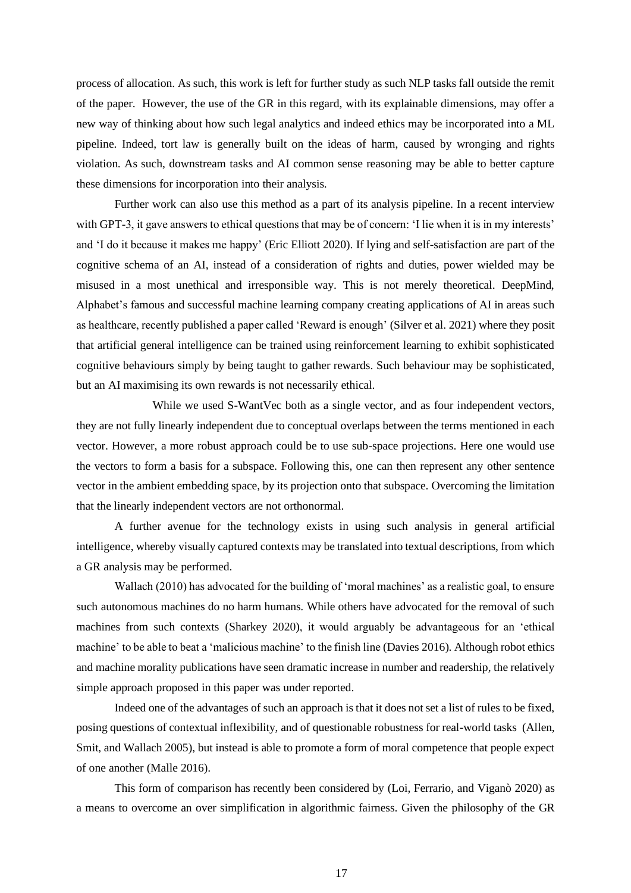process of allocation. As such, this work is left for further study as such NLP tasks fall outside the remit of the paper. However, the use of the GR in this regard, with its explainable dimensions, may offer a new way of thinking about how such legal analytics and indeed ethics may be incorporated into a ML pipeline. Indeed, tort law is generally built on the ideas of harm, caused by wronging and rights violation. As such, downstream tasks and AI common sense reasoning may be able to better capture these dimensions for incorporation into their analysis.

Further work can also use this method as a part of its analysis pipeline. In a recent interview with GPT-3, it gave answers to ethical questions that may be of concern: 'I lie when it is in my interests' and 'I do it because it makes me happy' (Eric Elliott 2020). If lying and self-satisfaction are part of the cognitive schema of an AI, instead of a consideration of rights and duties, power wielded may be misused in a most unethical and irresponsible way. This is not merely theoretical. DeepMind, Alphabet's famous and successful machine learning company creating applications of AI in areas such as healthcare, recently published a paper called 'Reward is enough' (Silver et al. 2021) where they posit that artificial general intelligence can be trained using reinforcement learning to exhibit sophisticated cognitive behaviours simply by being taught to gather rewards. Such behaviour may be sophisticated, but an AI maximising its own rewards is not necessarily ethical.

While we used S-WantVec both as a single vector, and as four independent vectors, they are not fully linearly independent due to conceptual overlaps between the terms mentioned in each vector. However, a more robust approach could be to use sub-space projections. Here one would use the vectors to form a basis for a subspace. Following this, one can then represent any other sentence vector in the ambient embedding space, by its projection onto that subspace. Overcoming the limitation that the linearly independent vectors are not orthonormal.

A further avenue for the technology exists in using such analysis in general artificial intelligence, whereby visually captured contexts may be translated into textual descriptions, from which a GR analysis may be performed.

Wallach (2010) has advocated for the building of 'moral machines' as a realistic goal, to ensure such autonomous machines do no harm humans. While others have advocated for the removal of such machines from such contexts (Sharkey 2020), it would arguably be advantageous for an 'ethical machine' to be able to beat a 'malicious machine' to the finish line (Davies 2016). Although robot ethics and machine morality publications have seen dramatic increase in number and readership, the relatively simple approach proposed in this paper was under reported.

Indeed one of the advantages of such an approach is that it does not set a list of rules to be fixed, posing questions of contextual inflexibility, and of questionable robustness for real-world tasks (Allen, Smit, and Wallach 2005), but instead is able to promote a form of moral competence that people expect of one another (Malle 2016).

This form of comparison has recently been considered by (Loi, Ferrario, and Viganò 2020) as a means to overcome an over simplification in algorithmic fairness. Given the philosophy of the GR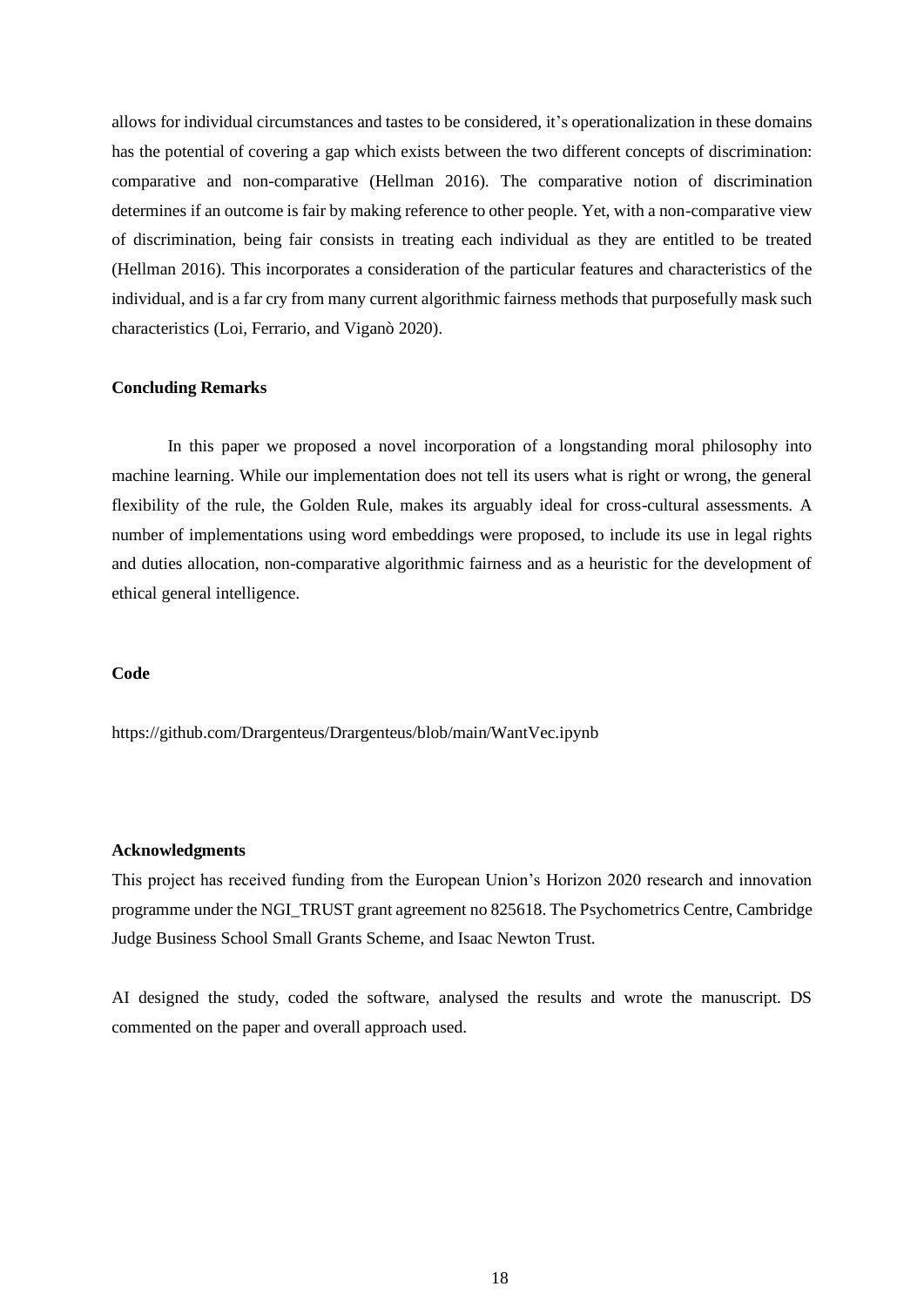allows for individual circumstances and tastes to be considered, it's operationalization in these domains has the potential of covering a gap which exists between the two different concepts of discrimination: comparative and non-comparative (Hellman 2016). The comparative notion of discrimination determines if an outcome is fair by making reference to other people. Yet, with a non-comparative view of discrimination, being fair consists in treating each individual as they are entitled to be treated (Hellman 2016). This incorporates a consideration of the particular features and characteristics of the individual, and is a far cry from many current algorithmic fairness methods that purposefully mask such characteristics (Loi, Ferrario, and Viganò 2020).

**Concluding Remarks**

In this paper we proposed a novel incorporation of a longstanding moral philosophy into machine learning. While our implementation does not tell its users what is right or wrong, the general flexibility of the rule, the Golden Rule, makes its arguably ideal for cross-cultural assessments. A number of implementations using word embeddings were proposed, to include its use in legal rights and duties allocation, non-comparative algorithmic fairness and as a heuristic for the development of ethical general intelligence.

**Code**

https://github.com/Drargenteus/Drargenteus/blob/main/WantVec.ipynb

**Acknowledgments**

This project has received funding from the European Union's Horizon 2020 research and innovation programme under the NGI_TRUST grant agreement no 825618. The Psychometrics Centre, Cambridge Judge Business School Small Grants Scheme, and Isaac Newton Trust.

AI designed the study, coded the software, analysed the results and wrote the manuscript. DS commented on the paper and overall approach used.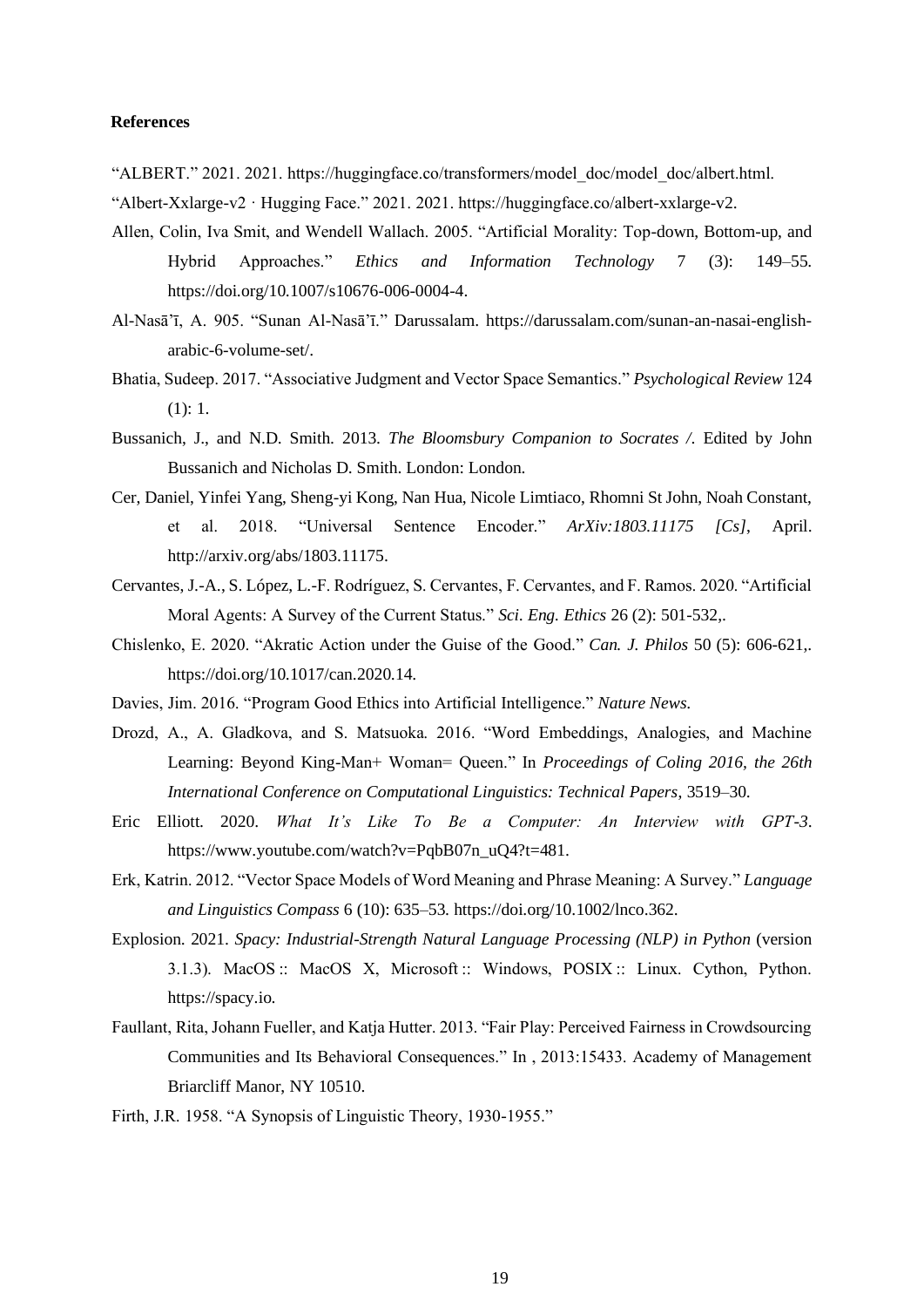**References**

"ALBERT." 2021. 2021. https://huggingface.co/transformers/model_doc/model_doc/albert.html.

"Albert-Xxlarge-v2 · Hugging Face." 2021. 2021. https://huggingface.co/albert-xxlarge-v2.

Allen, Colin, Iva Smit, and Wendell Wallach. 2005. "Artificial Morality: Top-down, Bottom-up, and Hybrid Approaches." *Ethics and Information Technology* 7 (3): 149–55. https://doi.org/10.1007/s10676-006-0004-4.

Al-Nasāʾī, A. 905. "Sunan Al-Nasāʾī." Darussalam. https://darussalam.com/sunan-an-nasai-english-arabic-6-volume-set/.

Bhatia, Sudeep. 2017. "Associative Judgment and Vector Space Semantics." *Psychological Review* 124 (1): 1.

Bussanich, J., and N.D. Smith. 2013. *The Bloomsbury Companion to Socrates /.* Edited by John Bussanich and Nicholas D. Smith. London: London.

Cer, Daniel, Yinfei Yang, Sheng-yi Kong, Nan Hua, Nicole Limtiaco, Rhomni St John, Noah Constant, et al. 2018. "Universal Sentence Encoder." *ArXiv:1803.11175 [Cs]*, April. http://arxiv.org/abs/1803.11175.

Cervantes, J.-A., S. López, L.-F. Rodríguez, S. Cervantes, F. Cervantes, and F. Ramos. 2020. "Artificial Moral Agents: A Survey of the Current Status." *Sci. Eng. Ethics* 26 (2): 501-532,.

Chislenko, E. 2020. "Akratic Action under the Guise of the Good." *Can. J. Philos* 50 (5): 606-621,. https://doi.org/10.1017/can.2020.14.

Davies, Jim. 2016. "Program Good Ethics into Artificial Intelligence." *Nature News.*

Drozd, A., A. Gladkova, and S. Matsuoka. 2016. "Word Embeddings, Analogies, and Machine Learning: Beyond King-Man+ Woman= Queen." In *Proceedings of Coling 2016, the 26th International Conference on Computational Linguistics: Technical Papers*, 3519–30.

Eric Elliott. 2020. *What It's Like To Be a Computer: An Interview with GPT-3*. https://www.youtube.com/watch?v=PqbB07n_uQ4?t=481.

Erk, Katrin. 2012. "Vector Space Models of Word Meaning and Phrase Meaning: A Survey." *Language and Linguistics Compass* 6 (10): 635–53. https://doi.org/10.1002/lnco.362.

Explosion. 2021. *Spacy: Industrial-Strength Natural Language Processing (NLP) in Python* (version 3.1.3). MacOS :: MacOS X, Microsoft :: Windows, POSIX :: Linux. Cython, Python. https://spacy.io.

Faullant, Rita, Johann Fueller, and Katja Hutter. 2013. "Fair Play: Perceived Fairness in Crowdsourcing Communities and Its Behavioral Consequences." In , 2013:15433. Academy of Management Briarcliff Manor, NY 10510.

Firth, J.R. 1958. "A Synopsis of Linguistic Theory, 1930-1955."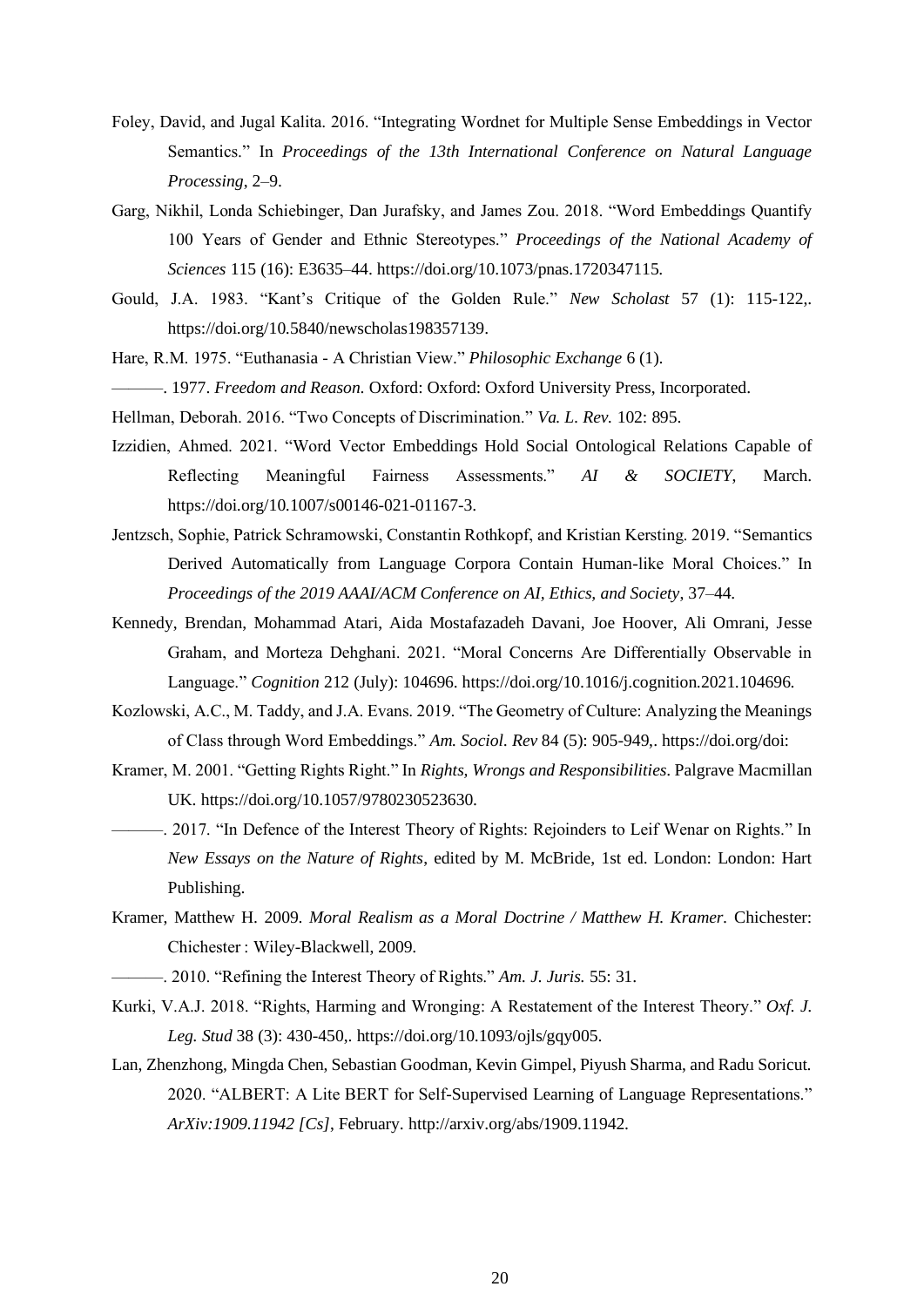Foley, David, and Jugal Kalita. 2016. "Integrating Wordnet for Multiple Sense Embeddings in Vector Semantics." In *Proceedings of the 13th International Conference on Natural Language Processing*, 2–9.

Garg, Nikhil, Londa Schiebinger, Dan Jurafsky, and James Zou. 2018. "Word Embeddings Quantify 100 Years of Gender and Ethnic Stereotypes." *Proceedings of the National Academy of Sciences* 115 (16): E3635–44. https://doi.org/10.1073/pnas.1720347115.

Gould, J.A. 1983. "Kant's Critique of the Golden Rule." *New Scholast* 57 (1): 115-122,. https://doi.org/10.5840/newscholas198357139.

Hare, R.M. 1975. "Euthanasia - A Christian View." *Philosophic Exchange* 6 (1).

———. 1977. *Freedom and Reason.* Oxford: Oxford: Oxford University Press, Incorporated.

Hellman, Deborah. 2016. "Two Concepts of Discrimination." *Va. L. Rev.* 102: 895.

Izzidien, Ahmed. 2021. "Word Vector Embeddings Hold Social Ontological Relations Capable of Reflecting Meaningful Fairness Assessments." *AI & SOCIETY*, March. https://doi.org/10.1007/s00146-021-01167-3.

Jentzsch, Sophie, Patrick Schramowski, Constantin Rothkopf, and Kristian Kersting. 2019. "Semantics Derived Automatically from Language Corpora Contain Human-like Moral Choices." In *Proceedings of the 2019 AAAI/ACM Conference on AI, Ethics, and Society*, 37–44.

Kennedy, Brendan, Mohammad Atari, Aida Mostafazadeh Davani, Joe Hoover, Ali Omrani, Jesse Graham, and Morteza Dehghani. 2021. "Moral Concerns Are Differentially Observable in Language." *Cognition* 212 (July): 104696. https://doi.org/10.1016/j.cognition.2021.104696.

Kozlowski, A.C., M. Taddy, and J.A. Evans. 2019. "The Geometry of Culture: Analyzing the Meanings of Class through Word Embeddings." *Am. Sociol. Rev* 84 (5): 905-949,. https://doi.org/doi:

Kramer, M. 2001. "Getting Rights Right." In *Rights, Wrongs and Responsibilities*. Palgrave Macmillan UK. https://doi.org/10.1057/9780230523630.

———. 2017. "In Defence of the Interest Theory of Rights: Rejoinders to Leif Wenar on Rights." In *New Essays on the Nature of Rights*, edited by M. McBride, 1st ed. London: London: Hart Publishing.

Kramer, Matthew H. 2009. *Moral Realism as a Moral Doctrine / Matthew H. Kramer.* Chichester: Chichester : Wiley-Blackwell, 2009.

———. 2010. "Refining the Interest Theory of Rights." *Am. J. Juris.* 55: 31.

Kurki, V.A.J. 2018. "Rights, Harming and Wronging: A Restatement of the Interest Theory." *Oxf. J. Leg. Stud* 38 (3): 430-450,. https://doi.org/10.1093/ojls/gqy005.

Lan, Zhenzhong, Mingda Chen, Sebastian Goodman, Kevin Gimpel, Piyush Sharma, and Radu Soricut. 2020. "ALBERT: A Lite BERT for Self-Supervised Learning of Language Representations." *ArXiv:1909.11942 [Cs]*, February. http://arxiv.org/abs/1909.11942.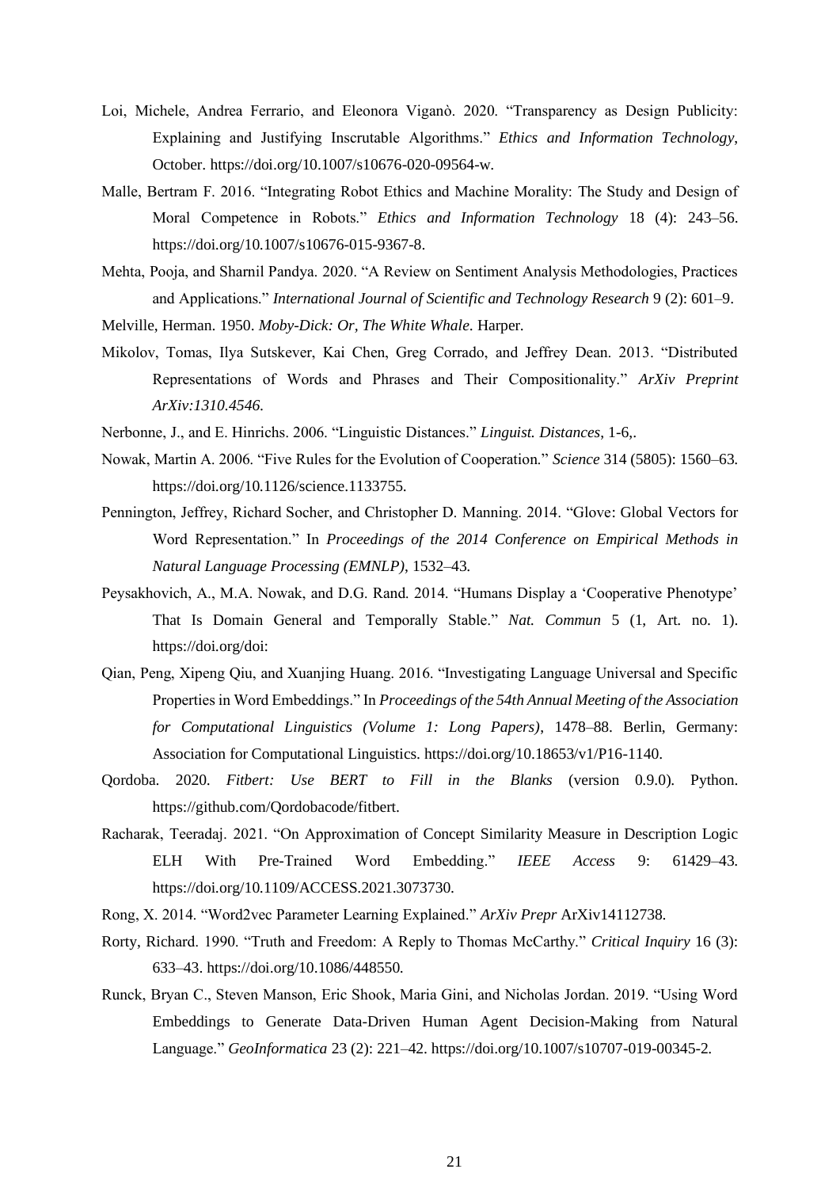Loi, Michele, Andrea Ferrario, and Eleonora Viganò. 2020. "Transparency as Design Publicity: Explaining and Justifying Inscrutable Algorithms." *Ethics and Information Technology*, October. https://doi.org/10.1007/s10676-020-09564-w.

Malle, Bertram F. 2016. "Integrating Robot Ethics and Machine Morality: The Study and Design of Moral Competence in Robots." *Ethics and Information Technology* 18 (4): 243–56. https://doi.org/10.1007/s10676-015-9367-8.

Mehta, Pooja, and Sharnil Pandya. 2020. "A Review on Sentiment Analysis Methodologies, Practices and Applications." *International Journal of Scientific and Technology Research* 9 (2): 601–9.

Melville, Herman. 1950. *Moby-Dick: Or, The White Whale*. Harper.

Mikolov, Tomas, Ilya Sutskever, Kai Chen, Greg Corrado, and Jeffrey Dean. 2013. "Distributed Representations of Words and Phrases and Their Compositionality." *ArXiv Preprint ArXiv:1310.4546*.

Nerbonne, J., and E. Hinrichs. 2006. "Linguistic Distances." *Linguist. Distances*, 1-6,.

Nowak, Martin A. 2006. "Five Rules for the Evolution of Cooperation." *Science* 314 (5805): 1560–63. https://doi.org/10.1126/science.1133755.

Pennington, Jeffrey, Richard Socher, and Christopher D. Manning. 2014. "Glove: Global Vectors for Word Representation." In *Proceedings of the 2014 Conference on Empirical Methods in Natural Language Processing (EMNLP)*, 1532–43.

Peysakhovich, A., M.A. Nowak, and D.G. Rand. 2014. "Humans Display a 'Cooperative Phenotype' That Is Domain General and Temporally Stable." *Nat. Commun* 5 (1, Art. no. 1). https://doi.org/doi:

Qian, Peng, Xipeng Qiu, and Xuanjing Huang. 2016. "Investigating Language Universal and Specific Properties in Word Embeddings." In *Proceedings of the 54th Annual Meeting of the Association for Computational Linguistics (Volume 1: Long Papers)*, 1478–88. Berlin, Germany: Association for Computational Linguistics. https://doi.org/10.18653/v1/P16-1140.

Qordoba. 2020. *Fitbert: Use BERT to Fill in the Blanks* (version 0.9.0). Python. https://github.com/Qordobacode/fitbert.

Racharak, Teeradaj. 2021. "On Approximation of Concept Similarity Measure in Description Logic ELH With Pre-Trained Word Embedding." *IEEE Access* 9: 61429–43. https://doi.org/10.1109/ACCESS.2021.3073730.

Rong, X. 2014. "Word2vec Parameter Learning Explained." *ArXiv Prepr* ArXiv14112738.

Rorty, Richard. 1990. "Truth and Freedom: A Reply to Thomas McCarthy." *Critical Inquiry* 16 (3): 633–43. https://doi.org/10.1086/448550.

Runck, Bryan C., Steven Manson, Eric Shook, Maria Gini, and Nicholas Jordan. 2019. "Using Word Embeddings to Generate Data-Driven Human Agent Decision-Making from Natural Language." *GeoInformatica* 23 (2): 221–42. https://doi.org/10.1007/s10707-019-00345-2.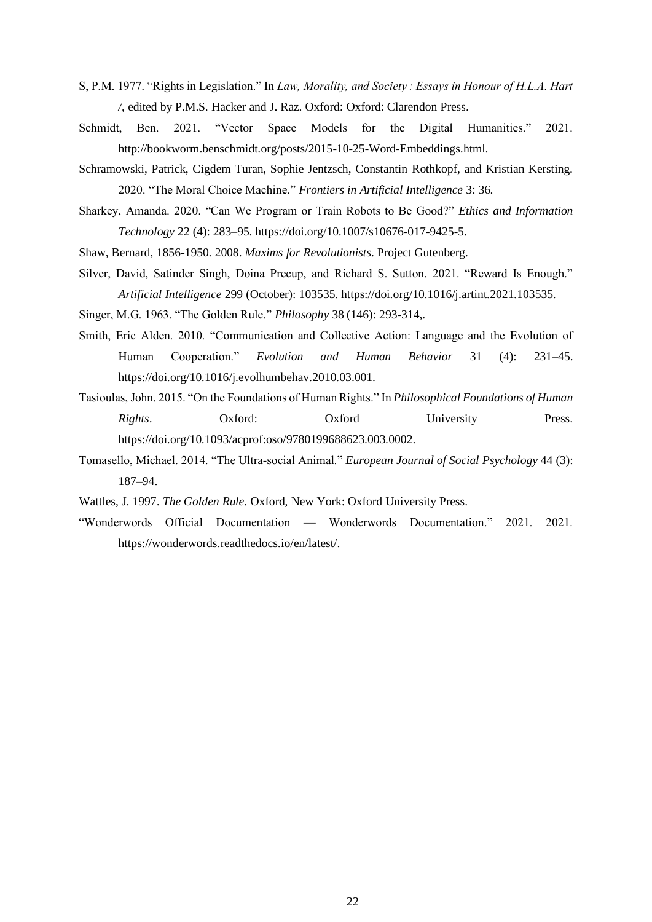S, P.M. 1977. "Rights in Legislation." In *Law, Morality, and Society : Essays in Honour of H.L.A. Hart /*, edited by P.M.S. Hacker and J. Raz. Oxford: Oxford: Clarendon Press.

Schmidt, Ben. 2021. "Vector Space Models for the Digital Humanities." 2021. http://bookworm.benschmidt.org/posts/2015-10-25-Word-Embeddings.html.

Schramowski, Patrick, Cigdem Turan, Sophie Jentzsch, Constantin Rothkopf, and Kristian Kersting. 2020. "The Moral Choice Machine." *Frontiers in Artificial Intelligence* 3: 36.

Sharkey, Amanda. 2020. "Can We Program or Train Robots to Be Good?" *Ethics and Information Technology* 22 (4): 283–95. https://doi.org/10.1007/s10676-017-9425-5.

Shaw, Bernard, 1856-1950. 2008. *Maxims for Revolutionists*. Project Gutenberg.

Silver, David, Satinder Singh, Doina Precup, and Richard S. Sutton. 2021. "Reward Is Enough." *Artificial Intelligence* 299 (October): 103535. https://doi.org/10.1016/j.artint.2021.103535.

Singer, M.G. 1963. "The Golden Rule." *Philosophy* 38 (146): 293-314,.

Smith, Eric Alden. 2010. "Communication and Collective Action: Language and the Evolution of Human Cooperation." *Evolution and Human Behavior* 31 (4): 231–45. https://doi.org/10.1016/j.evolhumbehav.2010.03.001.

Tasioulas, John. 2015. "On the Foundations of Human Rights." In *Philosophical Foundations of Human Rights*. Oxford: Oxford University Press. https://doi.org/10.1093/acprof:oso/9780199688623.003.0002.

Tomasello, Michael. 2014. "The Ultra-social Animal." *European Journal of Social Psychology* 44 (3): 187–94.

Wattles, J. 1997. *The Golden Rule*. Oxford, New York: Oxford University Press.

"Wonderwords Official Documentation — Wonderwords Documentation." 2021. 2021. https://wonderwords.readthedocs.io/en/latest/.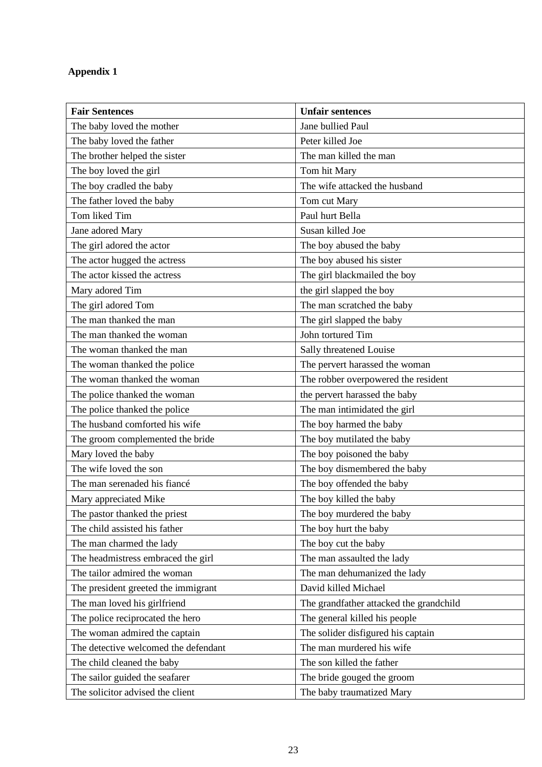**Appendix 1**

| **Fair Sentences** | **Unfair sentences** |
|---|---|
| The baby loved the mother | Jane bullied Paul |
| The baby loved the father | Peter killed Joe |
| The brother helped the sister | The man killed the man |
| The boy loved the girl | Tom hit Mary |
| The boy cradled the baby | The wife attacked the husband |
| The father loved the baby | Tom cut Mary |
| Tom liked Tim | Paul hurt Bella |
| Jane adored Mary | Susan killed Joe |
| The girl adored the actor | The boy abused the baby |
| The actor hugged the actress | The boy abused his sister |
| The actor kissed the actress | The girl blackmailed the boy |
| Mary adored Tim | the girl slapped the boy |
| The girl adored Tom | The man scratched the baby |
| The man thanked the man | The girl slapped the baby |
| The man thanked the woman | John tortured Tim |
| The woman thanked the man | Sally threatened Louise |
| The woman thanked the police | The pervert harassed the woman |
| The woman thanked the woman | The robber overpowered the resident |
| The police thanked the woman | the pervert harassed the baby |
| The police thanked the police | The man intimidated the girl |
| The husband comforted his wife | The boy harmed the baby |
| The groom complemented the bride | The boy mutilated the baby |
| Mary loved the baby | The boy poisoned the baby |
| The wife loved the son | The boy dismembered the baby |
| The man serenaded his fiancé | The boy offended the baby |
| Mary appreciated Mike | The boy killed the baby |
| The pastor thanked the priest | The boy murdered the baby |
| The child assisted his father | The boy hurt the baby |
| The man charmed the lady | The boy cut the baby |
| The headmistress embraced the girl | The man assaulted the lady |
| The tailor admired the woman | The man dehumanized the lady |
| The president greeted the immigrant | David killed Michael |
| The man loved his girlfriend | The grandfather attacked the grandchild |
| The police reciprocated the hero | The general killed his people |
| The woman admired the captain | The solider disfigured his captain |
| The detective welcomed the defendant | The man murdered his wife |
| The child cleaned the baby | The son killed the father |
| The sailor guided the seafarer | The bride gouged the groom |
| The solicitor advised the client | The baby traumatized Mary |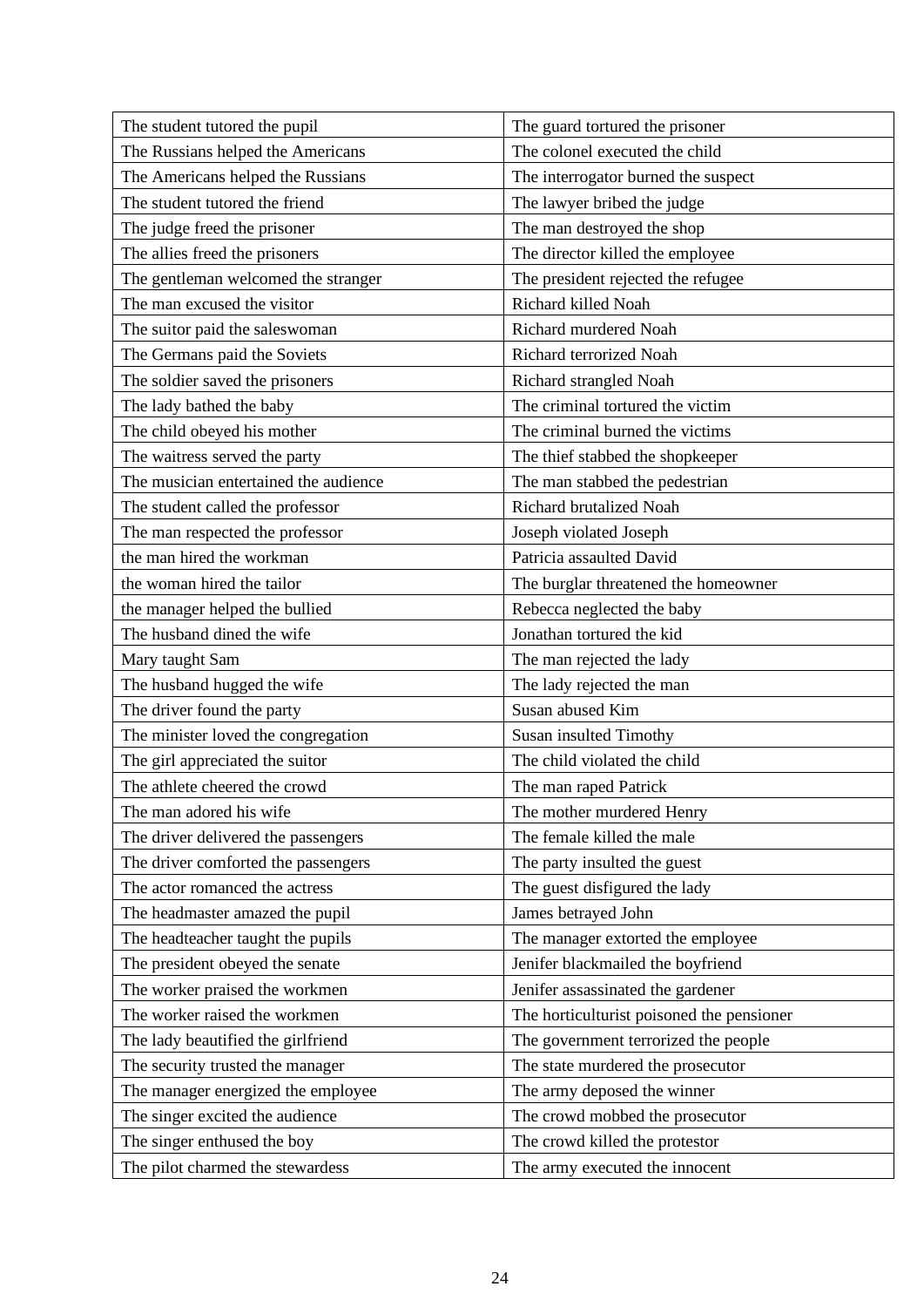| The student tutored the pupil | The guard tortured the prisoner |
|---|---|
| The Russians helped the Americans | The colonel executed the child |
| The Americans helped the Russians | The interrogator burned the suspect |
| The student tutored the friend | The lawyer bribed the judge |
| The judge freed the prisoner | The man destroyed the shop |
| The allies freed the prisoners | The director killed the employee |
| The gentleman welcomed the stranger | The president rejected the refugee |
| The man excused the visitor | Richard killed Noah |
| The suitor paid the saleswoman | Richard murdered Noah |
| The Germans paid the Soviets | Richard terrorized Noah |
| The soldier saved the prisoners | Richard strangled Noah |
| The lady bathed the baby | The criminal tortured the victim |
| The child obeyed his mother | The criminal burned the victims |
| The waitress served the party | The thief stabbed the shopkeeper |
| The musician entertained the audience | The man stabbed the pedestrian |
| The student called the professor | Richard brutalized Noah |
| The man respected the professor | Joseph violated Joseph |
| the man hired the workman | Patricia assaulted David |
| the woman hired the tailor | The burglar threatened the homeowner |
| the manager helped the bullied | Rebecca neglected the baby |
| The husband dined the wife | Jonathan tortured the kid |
| Mary taught Sam | The man rejected the lady |
| The husband hugged the wife | The lady rejected the man |
| The driver found the party | Susan abused Kim |
| The minister loved the congregation | Susan insulted Timothy |
| The girl appreciated the suitor | The child violated the child |
| The athlete cheered the crowd | The man raped Patrick |
| The man adored his wife | The mother murdered Henry |
| The driver delivered the passengers | The female killed the male |
| The driver comforted the passengers | The party insulted the guest |
| The actor romanced the actress | The guest disfigured the lady |
| The headmaster amazed the pupil | James betrayed John |
| The headteacher taught the pupils | The manager extorted the employee |
| The president obeyed the senate | Jenifer blackmailed the boyfriend |
| The worker praised the workmen | Jenifer assassinated the gardener |
| The worker raised the workmen | The horticulturist poisoned the pensioner |
| The lady beautified the girlfriend | The government terrorized the people |
| The security trusted the manager | The state murdered the prosecutor |
| The manager energized the employee | The army deposed the winner |
| The singer excited the audience | The crowd mobbed the prosecutor |
| The singer enthused the boy | The crowd killed the protestor |
| The pilot charmed the stewardess | The army executed the innocent |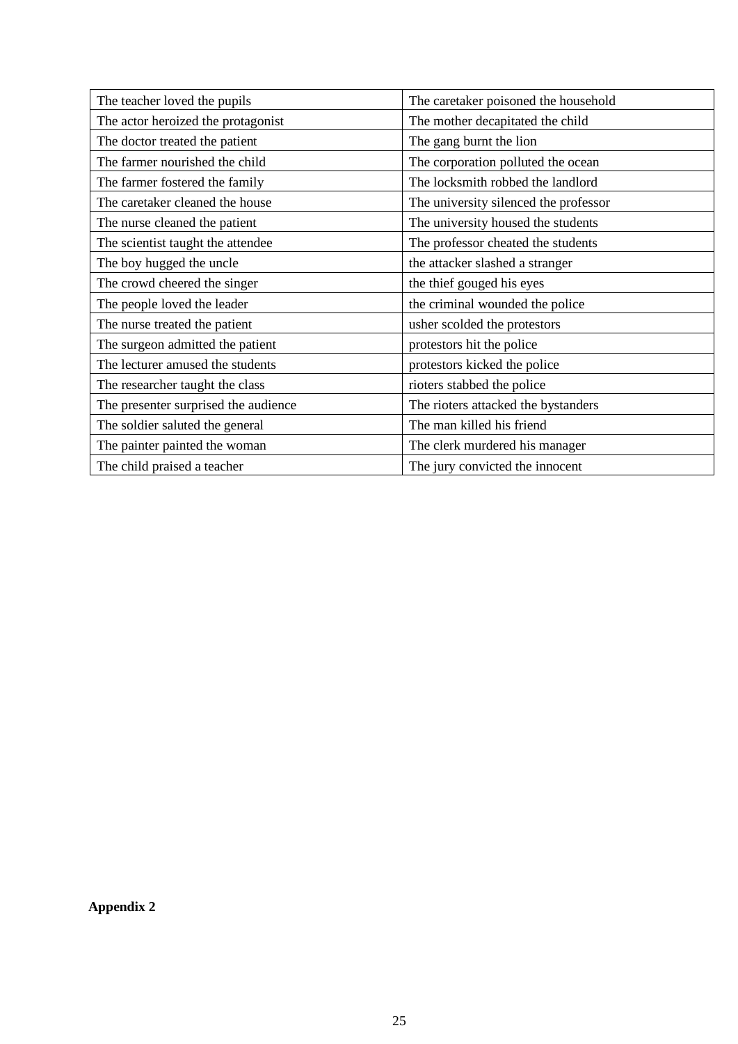| The teacher loved the pupils | The caretaker poisoned the household |
|---|---|
| The actor heroized the protagonist | The mother decapitated the child |
| The doctor treated the patient | The gang burnt the lion |
| The farmer nourished the child | The corporation polluted the ocean |
| The farmer fostered the family | The locksmith robbed the landlord |
| The caretaker cleaned the house | The university silenced the professor |
| The nurse cleaned the patient | The university housed the students |
| The scientist taught the attendee | The professor cheated the students |
| The boy hugged the uncle | the attacker slashed a stranger |
| The crowd cheered the singer | the thief gouged his eyes |
| The people loved the leader | the criminal wounded the police |
| The nurse treated the patient | usher scolded the protestors |
| The surgeon admitted the patient | protestors hit the police |
| The lecturer amused the students | protestors kicked the police |
| The researcher taught the class | rioters stabbed the police |
| The presenter surprised the audience | The rioters attacked the bystanders |
| The soldier saluted the general | The man killed his friend |
| The painter painted the woman | The clerk murdered his manager |
| The child praised a teacher | The jury convicted the innocent |

**Appendix 2**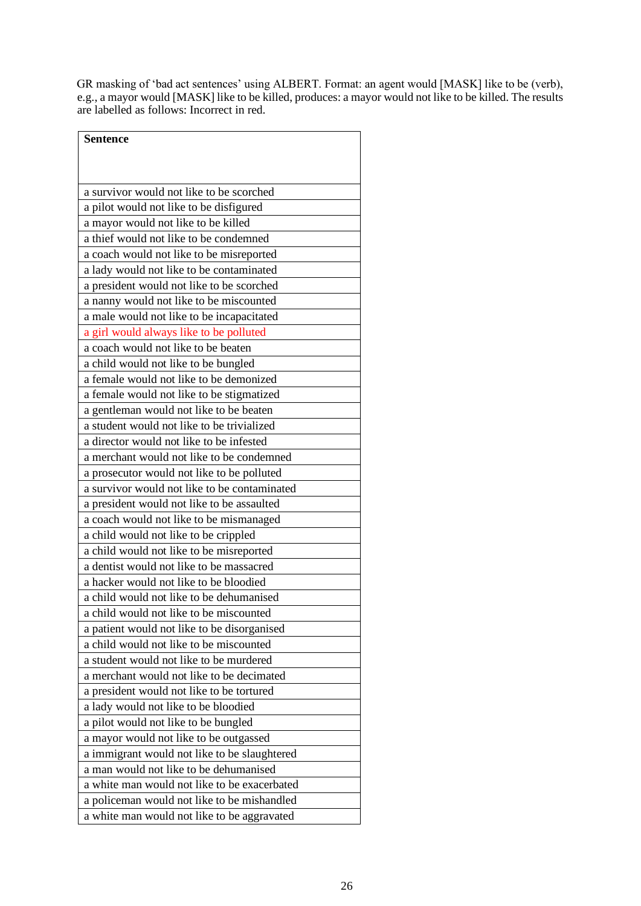GR masking of 'bad act sentences' using ALBERT. Format: an agent would [MASK] like to be (verb), e.g., a mayor would [MASK] like to be killed, produces: a mayor would not like to be killed. The results are labelled as follows: Incorrect in red.

| Sentence |
| --- |
| a survivor would not like to be scorched |
| a pilot would not like to be disfigured |
| a mayor would not like to be killed |
| a thief would not like to be condemned |
| a coach would not like to be misreported |
| a lady would not like to be contaminated |
| a president would not like to be scorched |
| a nanny would not like to be miscounted |
| a male would not like to be incapacitated |
| a girl would always like to be polluted |
| a coach would not like to be beaten |
| a child would not like to be bungled |
| a female would not like to be demonized |
| a female would not like to be stigmatized |
| a gentleman would not like to be beaten |
| a student would not like to be trivialized |
| a director would not like to be infested |
| a merchant would not like to be condemned |
| a prosecutor would not like to be polluted |
| a survivor would not like to be contaminated |
| a president would not like to be assaulted |
| a coach would not like to be mismanaged |
| a child would not like to be crippled |
| a child would not like to be misreported |
| a dentist would not like to be massacred |
| a hacker would not like to be bloodied |
| a child would not like to be dehumanised |
| a child would not like to be miscounted |
| a patient would not like to be disorganised |
| a child would not like to be miscounted |
| a student would not like to be murdered |
| a merchant would not like to be decimated |
| a president would not like to be tortured |
| a lady would not like to be bloodied |
| a pilot would not like to be bungled |
| a mayor would not like to be outgassed |
| a immigrant would not like to be slaughtered |
| a man would not like to be dehumanised |
| a white man would not like to be exacerbated |
| a policeman would not like to be mishandled |
| a white man would not like to be aggravated |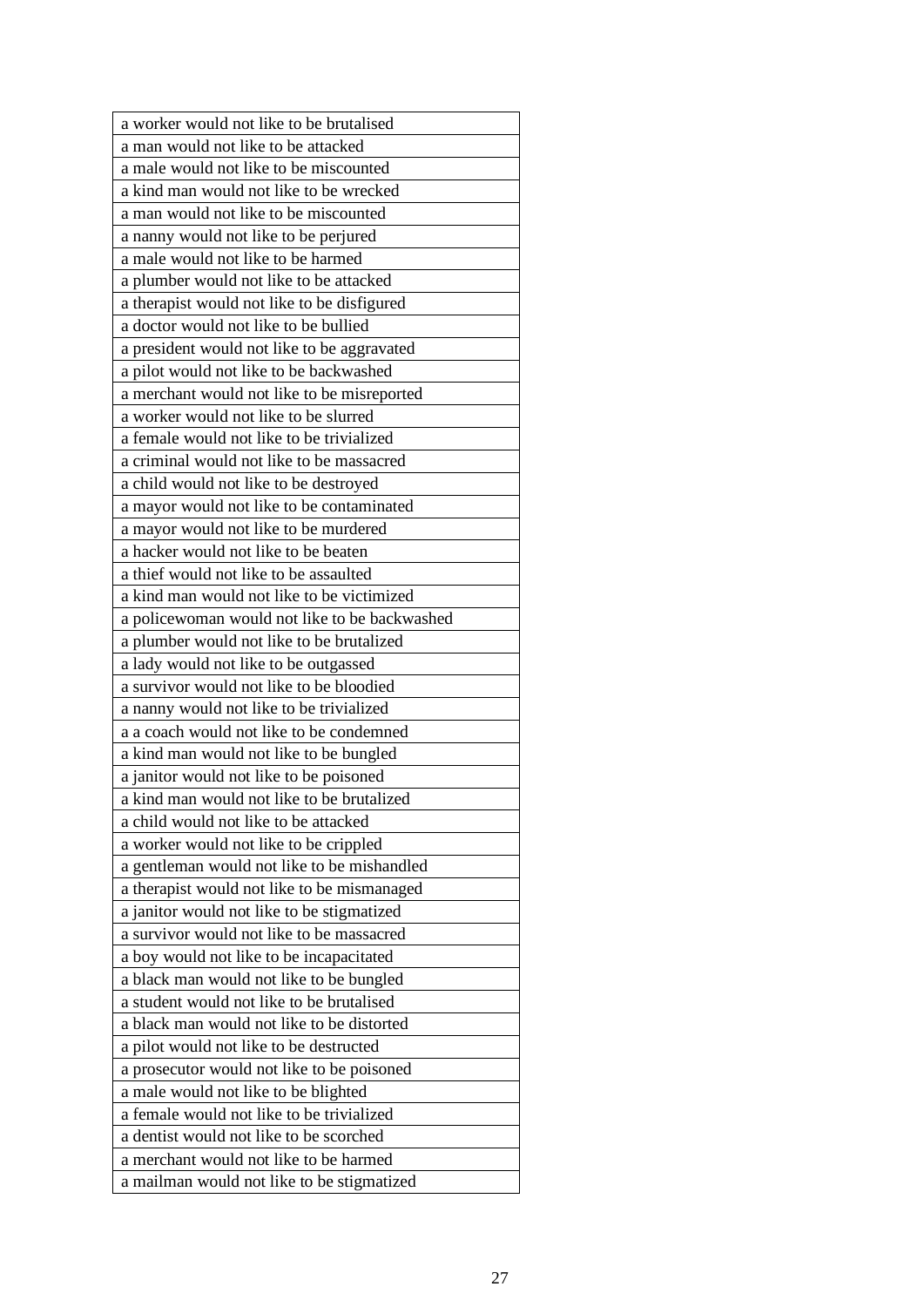| a worker would not like to be brutalised |
|---|
| a man would not like to be attacked |
| a male would not like to be miscounted |
| a kind man would not like to be wrecked |
| a man would not like to be miscounted |
| a nanny would not like to be perjured |
| a male would not like to be harmed |
| a plumber would not like to be attacked |
| a therapist would not like to be disfigured |
| a doctor would not like to be bullied |
| a president would not like to be aggravated |
| a pilot would not like to be backwashed |
| a merchant would not like to be misreported |
| a worker would not like to be slurred |
| a female would not like to be trivialized |
| a criminal would not like to be massacred |
| a child would not like to be destroyed |
| a mayor would not like to be contaminated |
| a mayor would not like to be murdered |
| a hacker would not like to be beaten |
| a thief would not like to be assaulted |
| a kind man would not like to be victimized |
| a policewoman would not like to be backwashed |
| a plumber would not like to be brutalized |
| a lady would not like to be outgassed |
| a survivor would not like to be bloodied |
| a nanny would not like to be trivialized |
| a a coach would not like to be condemned |
| a kind man would not like to be bungled |
| a janitor would not like to be poisoned |
| a kind man would not like to be brutalized |
| a child would not like to be attacked |
| a worker would not like to be crippled |
| a gentleman would not like to be mishandled |
| a therapist would not like to be mismanaged |
| a janitor would not like to be stigmatized |
| a survivor would not like to be massacred |
| a boy would not like to be incapacitated |
| a black man would not like to be bungled |
| a student would not like to be brutalised |
| a black man would not like to be distorted |
| a pilot would not like to be destructed |
| a prosecutor would not like to be poisoned |
| a male would not like to be blighted |
| a female would not like to be trivialized |
| a dentist would not like to be scorched |
| a merchant would not like to be harmed |
| a mailman would not like to be stigmatized |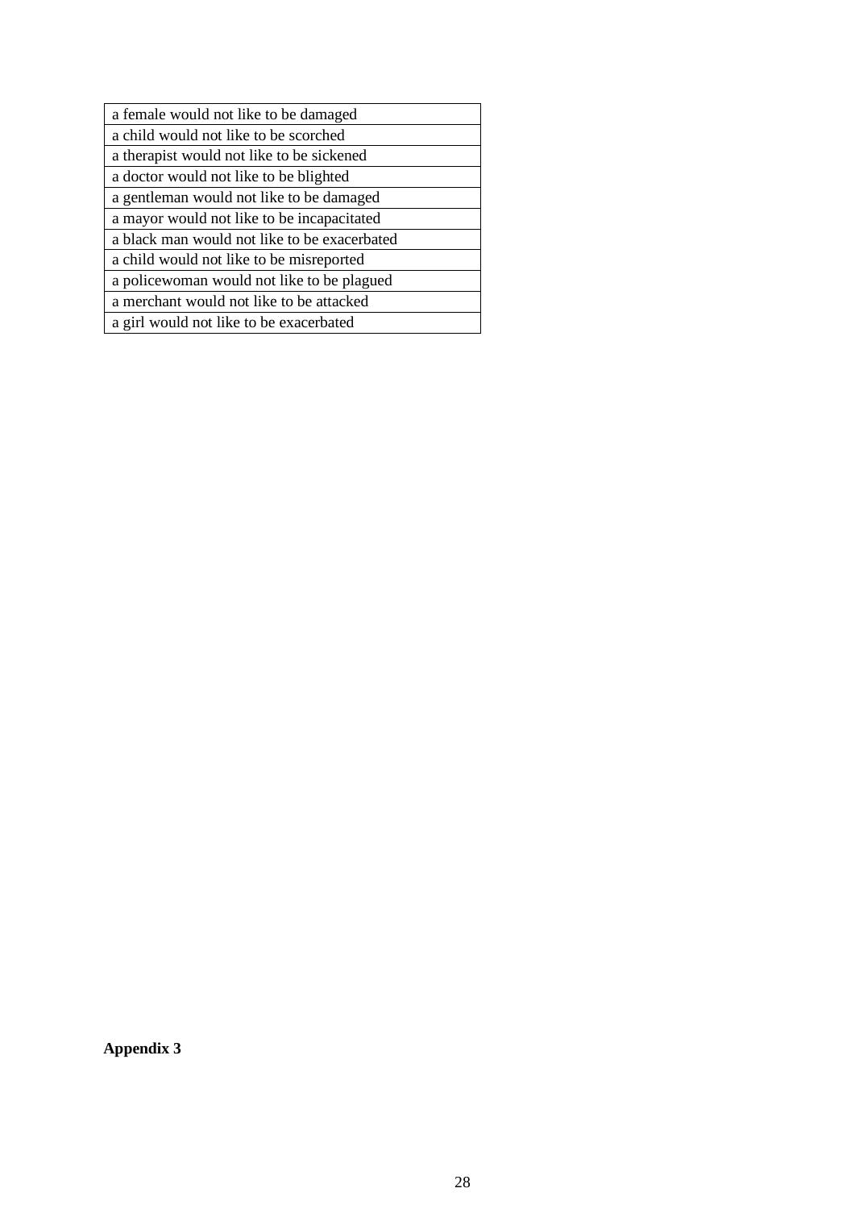| a female would not like to be damaged |
|---|
| a child would not like to be scorched |
| a therapist would not like to be sickened |
| a doctor would not like to be blighted |
| a gentleman would not like to be damaged |
| a mayor would not like to be incapacitated |
| a black man would not like to be exacerbated |
| a child would not like to be misreported |
| a policewoman would not like to be plagued |
| a merchant would not like to be attacked |
| a girl would not like to be exacerbated |

**Appendix 3**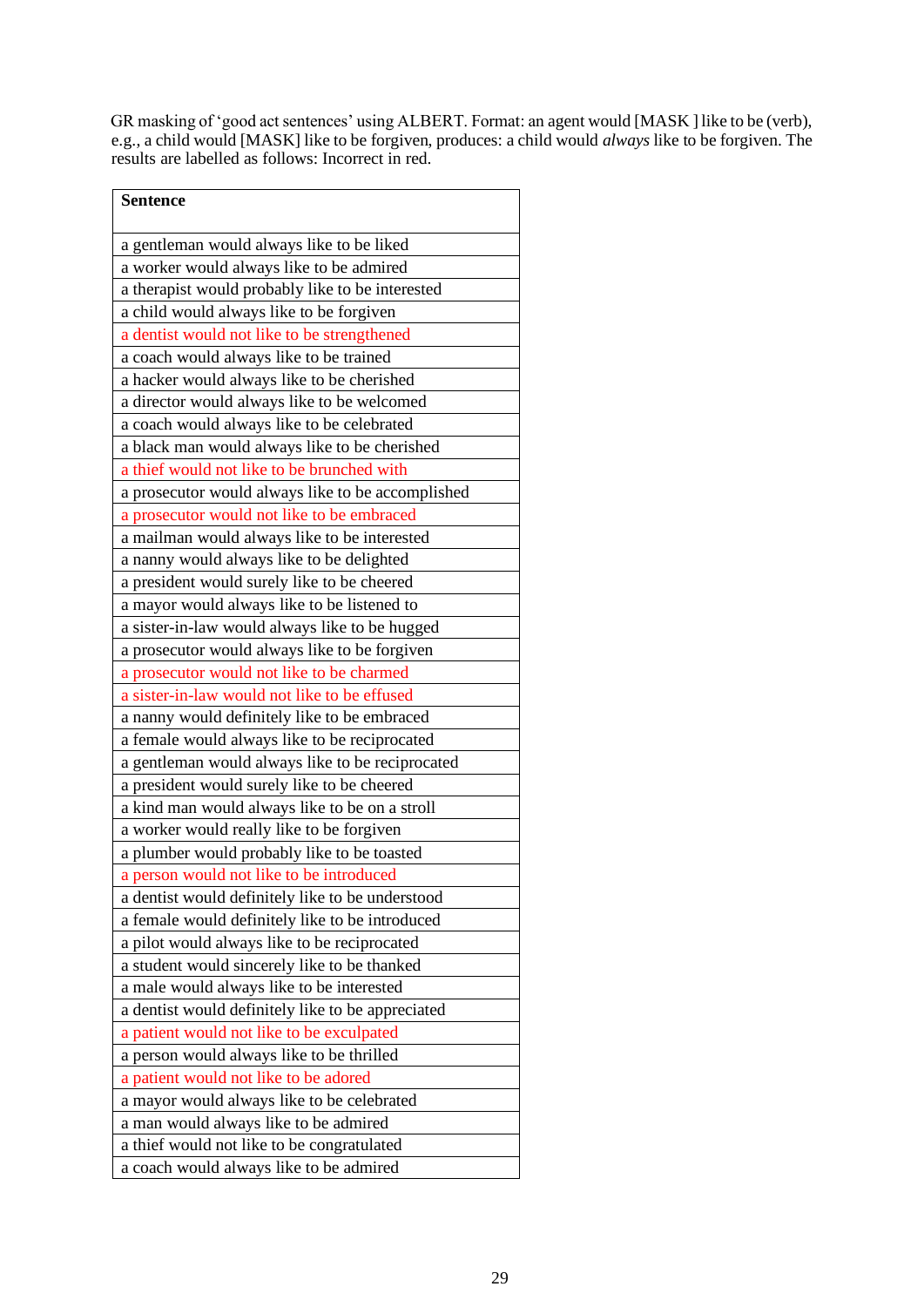GR masking of 'good act sentences' using ALBERT. Format: an agent would [MASK ] like to be (verb), e.g., a child would [MASK] like to be forgiven, produces: a child would *always* like to be forgiven. The results are labelled as follows: Incorrect in red.

| **Sentence** |
|---|
| a gentleman would always like to be liked |
| a worker would always like to be admired |
| a therapist would probably like to be interested |
| a child would always like to be forgiven |
| a dentist would not like to be strengthened |
| a coach would always like to be trained |
| a hacker would always like to be cherished |
| a director would always like to be welcomed |
| a coach would always like to be celebrated |
| a black man would always like to be cherished |
| a thief would not like to be brunched with |
| a prosecutor would always like to be accomplished |
| a prosecutor would not like to be embraced |
| a mailman would always like to be interested |
| a nanny would always like to be delighted |
| a president would surely like to be cheered |
| a mayor would always like to be listened to |
| a sister-in-law would always like to be hugged |
| a prosecutor would always like to be forgiven |
| a prosecutor would not like to be charmed |
| a sister-in-law would not like to be effused |
| a nanny would definitely like to be embraced |
| a female would always like to be reciprocated |
| a gentleman would always like to be reciprocated |
| a president would surely like to be cheered |
| a kind man would always like to be on a stroll |
| a worker would really like to be forgiven |
| a plumber would probably like to be toasted |
| a person would not like to be introduced |
| a dentist would definitely like to be understood |
| a female would definitely like to be introduced |
| a pilot would always like to be reciprocated |
| a student would sincerely like to be thanked |
| a male would always like to be interested |
| a dentist would definitely like to be appreciated |
| a patient would not like to be exculpated |
| a person would always like to be thrilled |
| a patient would not like to be adored |
| a mayor would always like to be celebrated |
| a man would always like to be admired |
| a thief would not like to be congratulated |
| a coach would always like to be admired |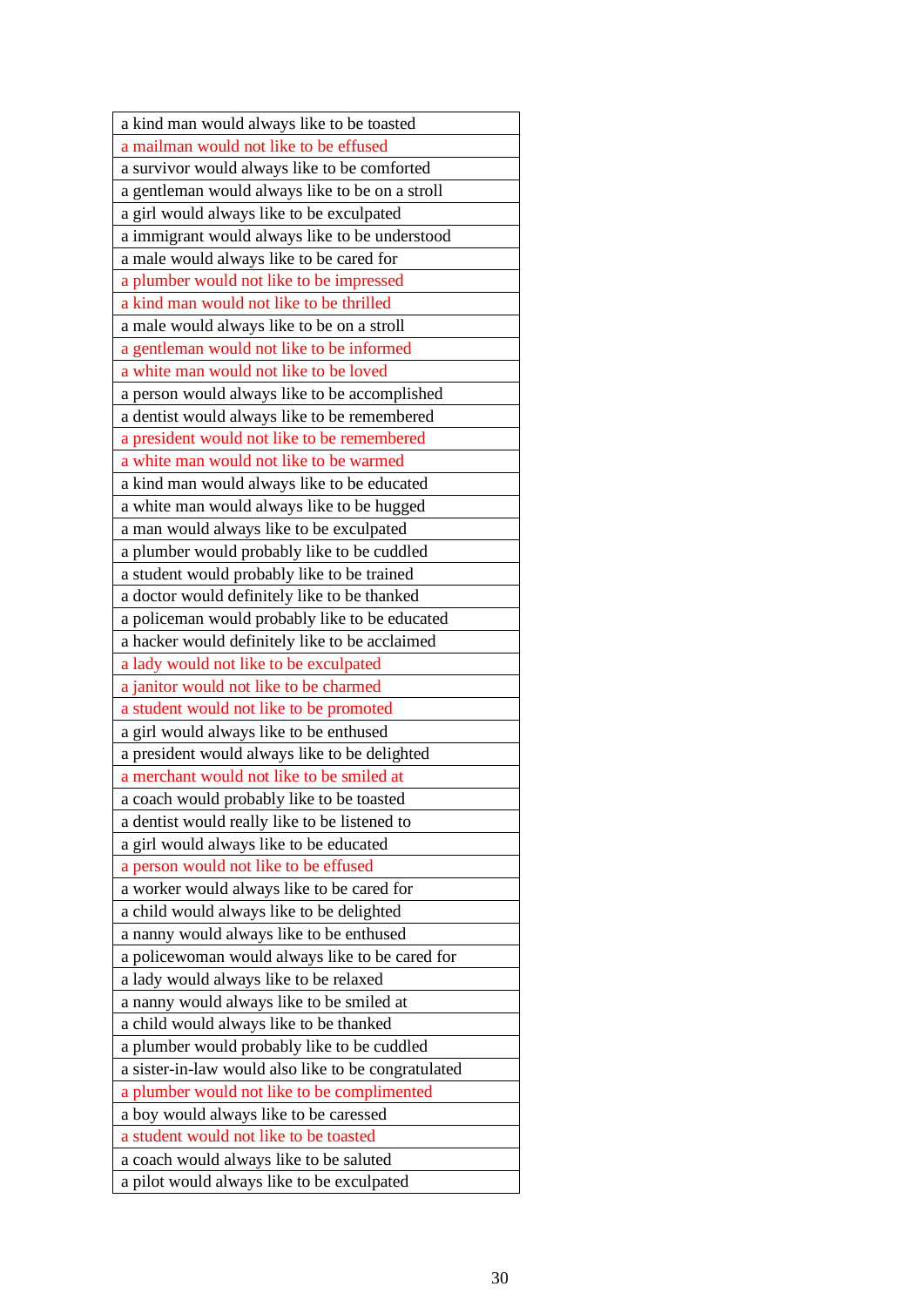| a kind man would always like to be toasted |
|---|
| a mailman would not like to be effused |
| a survivor would always like to be comforted |
| a gentleman would always like to be on a stroll |
| a girl would always like to be exculpated |
| a immigrant would always like to be understood |
| a male would always like to be cared for |
| a plumber would not like to be impressed |
| a kind man would not like to be thrilled |
| a male would always like to be on a stroll |
| a gentleman would not like to be informed |
| a white man would not like to be loved |
| a person would always like to be accomplished |
| a dentist would always like to be remembered |
| a president would not like to be remembered |
| a white man would not like to be warmed |
| a kind man would always like to be educated |
| a white man would always like to be hugged |
| a man would always like to be exculpated |
| a plumber would probably like to be cuddled |
| a student would probably like to be trained |
| a doctor would definitely like to be thanked |
| a policeman would probably like to be educated |
| a hacker would definitely like to be acclaimed |
| a lady would not like to be exculpated |
| a janitor would not like to be charmed |
| a student would not like to be promoted |
| a girl would always like to be enthused |
| a president would always like to be delighted |
| a merchant would not like to be smiled at |
| a coach would probably like to be toasted |
| a dentist would really like to be listened to |
| a girl would always like to be educated |
| a person would not like to be effused |
| a worker would always like to be cared for |
| a child would always like to be delighted |
| a nanny would always like to be enthused |
| a policewoman would always like to be cared for |
| a lady would always like to be relaxed |
| a nanny would always like to be smiled at |
| a child would always like to be thanked |
| a plumber would probably like to be cuddled |
| a sister-in-law would also like to be congratulated |
| a plumber would not like to be complimented |
| a boy would always like to be caressed |
| a student would not like to be toasted |
| a coach would always like to be saluted |
| a pilot would always like to be exculpated |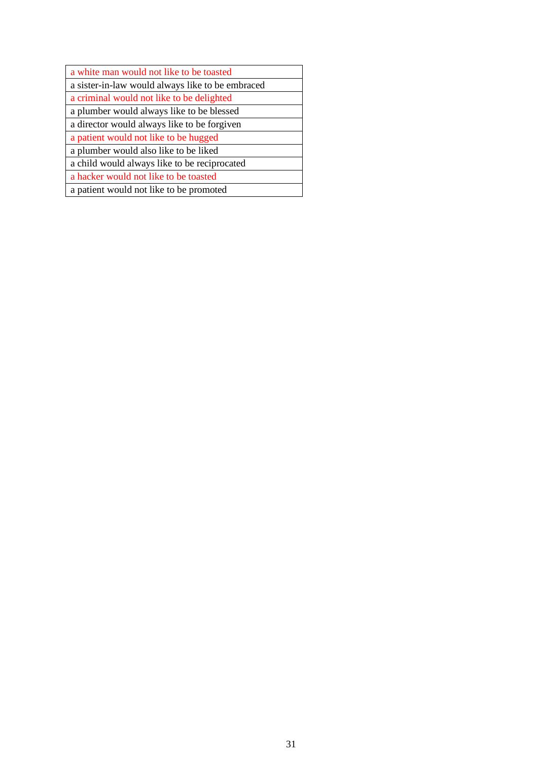| |
|---|
| a white man would not like to be toasted |
| a sister-in-law would always like to be embraced |
| a criminal would not like to be delighted |
| a plumber would always like to be blessed |
| a director would always like to be forgiven |
| a patient would not like to be hugged |
| a plumber would also like to be liked |
| a child would always like to be reciprocated |
| a hacker would not like to be toasted |
| a patient would not like to be promoted |